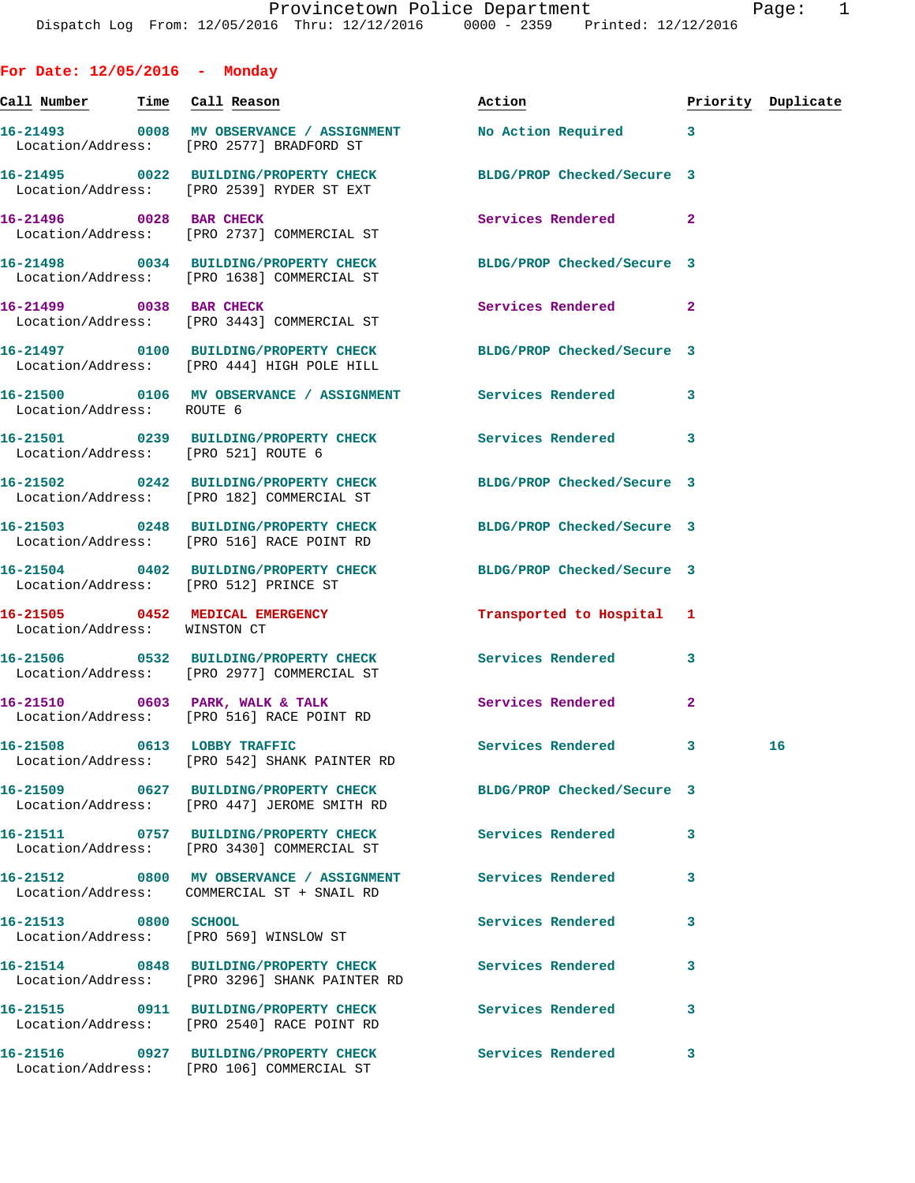## For Date: 12/05/2016 - Monday

| Call Number | Time | Call Reason | Action | Priority | Duplicate |
|---|---|---|---|---|---|
| 16-21493 | 0008 | MV OBSERVANCE / ASSIGNMENT | No Action Required | 3 | |
| Location/Address: | | [PRO 2577] BRADFORD ST | | | |
| 16-21495 | 0022 | BUILDING/PROPERTY CHECK | BLDG/PROP Checked/Secure | 3 | |
| Location/Address: | | [PRO 2539] RYDER ST EXT | | | |
| 16-21496 | 0028 | BAR CHECK | Services Rendered | 2 | |
| Location/Address: | | [PRO 2737] COMMERCIAL ST | | | |
| 16-21498 | 0034 | BUILDING/PROPERTY CHECK | BLDG/PROP Checked/Secure | 3 | |
| Location/Address: | | [PRO 1638] COMMERCIAL ST | | | |
| 16-21499 | 0038 | BAR CHECK | Services Rendered | 2 | |
| Location/Address: | | [PRO 3443] COMMERCIAL ST | | | |
| 16-21497 | 0100 | BUILDING/PROPERTY CHECK | BLDG/PROP Checked/Secure | 3 | |
| Location/Address: | | [PRO 444] HIGH POLE HILL | | | |
| 16-21500 | 0106 | MV OBSERVANCE / ASSIGNMENT | Services Rendered | 3 | |
| Location/Address: | | ROUTE 6 | | | |
| 16-21501 | 0239 | BUILDING/PROPERTY CHECK | Services Rendered | 3 | |
| Location/Address: | | [PRO 521] ROUTE 6 | | | |
| 16-21502 | 0242 | BUILDING/PROPERTY CHECK | BLDG/PROP Checked/Secure | 3 | |
| Location/Address: | | [PRO 182] COMMERCIAL ST | | | |
| 16-21503 | 0248 | BUILDING/PROPERTY CHECK | BLDG/PROP Checked/Secure | 3 | |
| Location/Address: | | [PRO 516] RACE POINT RD | | | |
| 16-21504 | 0402 | BUILDING/PROPERTY CHECK | BLDG/PROP Checked/Secure | 3 | |
| Location/Address: | | [PRO 512] PRINCE ST | | | |
| 16-21505 | 0452 | MEDICAL EMERGENCY | Transported to Hospital | 1 | |
| Location/Address: | | WINSTON CT | | | |
| 16-21506 | 0532 | BUILDING/PROPERTY CHECK | Services Rendered | 3 | |
| Location/Address: | | [PRO 2977] COMMERCIAL ST | | | |
| 16-21510 | 0603 | PARK, WALK & TALK | Services Rendered | 2 | |
| Location/Address: | | [PRO 516] RACE POINT RD | | | |
| 16-21508 | 0613 | LOBBY TRAFFIC | Services Rendered | 3 | 16 |
| Location/Address: | | [PRO 542] SHANK PAINTER RD | | | |
| 16-21509 | 0627 | BUILDING/PROPERTY CHECK | BLDG/PROP Checked/Secure | 3 | |
| Location/Address: | | [PRO 447] JEROME SMITH RD | | | |
| 16-21511 | 0757 | BUILDING/PROPERTY CHECK | Services Rendered | 3 | |
| Location/Address: | | [PRO 3430] COMMERCIAL ST | | | |
| 16-21512 | 0800 | MV OBSERVANCE / ASSIGNMENT | Services Rendered | 3 | |
| Location/Address: | | COMMERCIAL ST + SNAIL RD | | | |
| 16-21513 | 0800 | SCHOOL | Services Rendered | 3 | |
| Location/Address: | | [PRO 569] WINSLOW ST | | | |
| 16-21514 | 0848 | BUILDING/PROPERTY CHECK | Services Rendered | 3 | |
| Location/Address: | | [PRO 3296] SHANK PAINTER RD | | | |
| 16-21515 | 0911 | BUILDING/PROPERTY CHECK | Services Rendered | 3 | |
| Location/Address: | | [PRO 2540] RACE POINT RD | | | |
| 16-21516 | 0927 | BUILDING/PROPERTY CHECK | Services Rendered | 3 | |
| Location/Address: | | [PRO 106] COMMERCIAL ST | | | |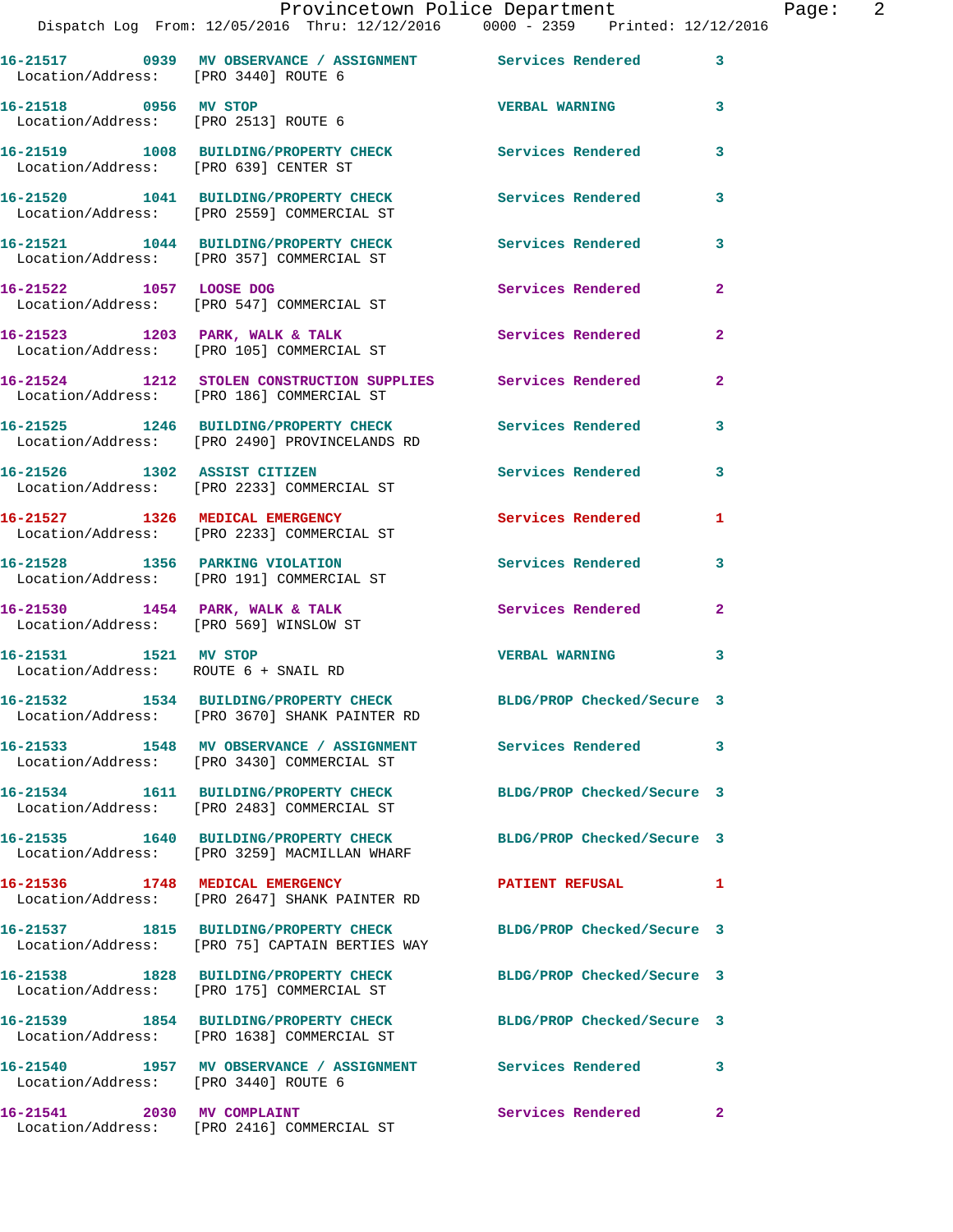16-21517 0939 MV OBSERVANCE / ASSIGNMENT Services Rendered 3
Location/Address: [PRO 3440] ROUTE 6

16-21518 0956 MV STOP VERBAL WARNING 3
Location/Address: [PRO 2513] ROUTE 6

16-21519 1008 BUILDING/PROPERTY CHECK Services Rendered 3
Location/Address: [PRO 639] CENTER ST

16-21520 1041 BUILDING/PROPERTY CHECK Services Rendered 3
Location/Address: [PRO 2559] COMMERCIAL ST

16-21521 1044 BUILDING/PROPERTY CHECK Services Rendered 3
Location/Address: [PRO 357] COMMERCIAL ST

16-21522 1057 LOOSE DOG Services Rendered 2
Location/Address: [PRO 547] COMMERCIAL ST

16-21523 1203 PARK, WALK & TALK Services Rendered 2
Location/Address: [PRO 105] COMMERCIAL ST

16-21524 1212 STOLEN CONSTRUCTION SUPPLIES Services Rendered 2
Location/Address: [PRO 186] COMMERCIAL ST

16-21525 1246 BUILDING/PROPERTY CHECK Services Rendered 3
Location/Address: [PRO 2490] PROVINCELANDS RD

16-21526 1302 ASSIST CITIZEN Services Rendered 3
Location/Address: [PRO 2233] COMMERCIAL ST

16-21527 1326 MEDICAL EMERGENCY Services Rendered 1
Location/Address: [PRO 2233] COMMERCIAL ST

16-21528 1356 PARKING VIOLATION Services Rendered 3
Location/Address: [PRO 191] COMMERCIAL ST

16-21530 1454 PARK, WALK & TALK Services Rendered 2
Location/Address: [PRO 569] WINSLOW ST

16-21531 1521 MV STOP VERBAL WARNING 3
Location/Address: ROUTE 6 + SNAIL RD

16-21532 1534 BUILDING/PROPERTY CHECK BLDG/PROP Checked/Secure 3
Location/Address: [PRO 3670] SHANK PAINTER RD

16-21533 1548 MV OBSERVANCE / ASSIGNMENT Services Rendered 3
Location/Address: [PRO 3430] COMMERCIAL ST

16-21534 1611 BUILDING/PROPERTY CHECK BLDG/PROP Checked/Secure 3
Location/Address: [PRO 2483] COMMERCIAL ST

16-21535 1640 BUILDING/PROPERTY CHECK BLDG/PROP Checked/Secure 3
Location/Address: [PRO 3259] MACMILLAN WHARF

16-21536 1748 MEDICAL EMERGENCY PATIENT REFUSAL 1
Location/Address: [PRO 2647] SHANK PAINTER RD

16-21537 1815 BUILDING/PROPERTY CHECK BLDG/PROP Checked/Secure 3
Location/Address: [PRO 75] CAPTAIN BERTIES WAY

16-21538 1828 BUILDING/PROPERTY CHECK BLDG/PROP Checked/Secure 3
Location/Address: [PRO 175] COMMERCIAL ST

16-21539 1854 BUILDING/PROPERTY CHECK BLDG/PROP Checked/Secure 3
Location/Address: [PRO 1638] COMMERCIAL ST

16-21540 1957 MV OBSERVANCE / ASSIGNMENT Services Rendered 3
Location/Address: [PRO 3440] ROUTE 6

16-21541 2030 MV COMPLAINT Services Rendered 2
Location/Address: [PRO 2416] COMMERCIAL ST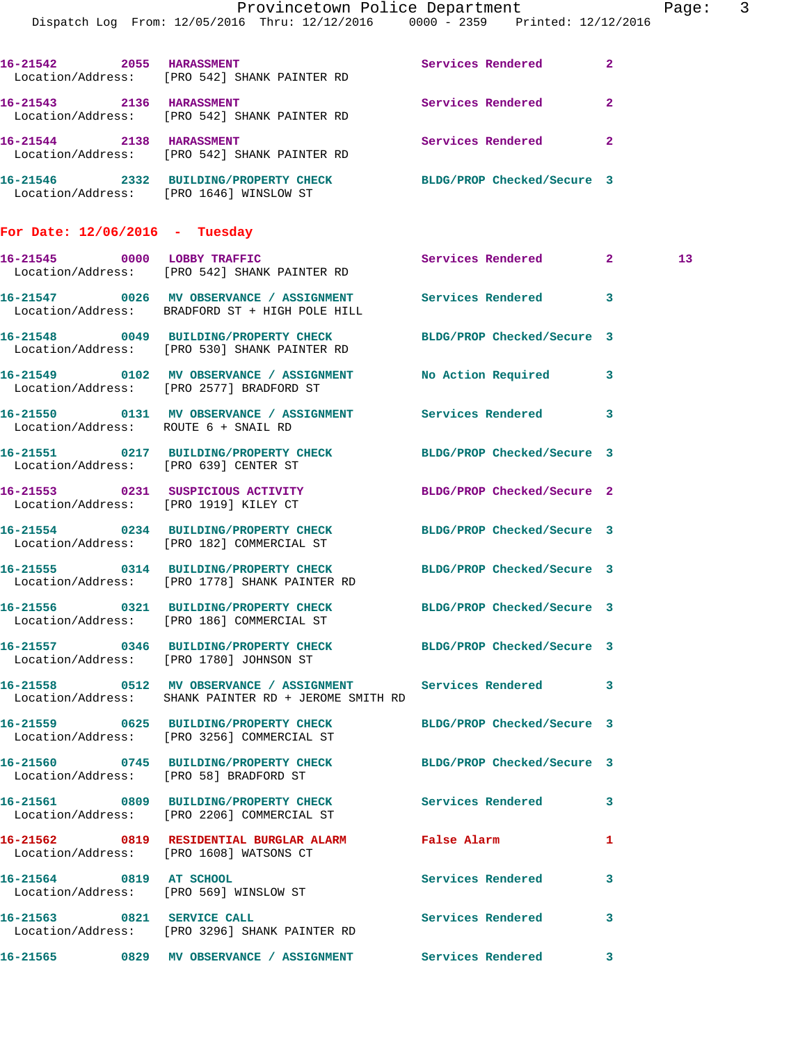16-21542 2055 HARASSMENT Services Rendered 2
Location/Address: [PRO 542] SHANK PAINTER RD

16-21543 2136 HARASSMENT Services Rendered 2
Location/Address: [PRO 542] SHANK PAINTER RD

16-21544 2138 HARASSMENT Services Rendered 2
Location/Address: [PRO 542] SHANK PAINTER RD

16-21546 2332 BUILDING/PROPERTY CHECK BLDG/PROP Checked/Secure 3
Location/Address: [PRO 1646] WINSLOW ST

## For Date: 12/06/2016 - Tuesday

16-21545 0000 LOBBY TRAFFIC Services Rendered 2 13
Location/Address: [PRO 542] SHANK PAINTER RD

16-21547 0026 MV OBSERVANCE / ASSIGNMENT Services Rendered 3
Location/Address: BRADFORD ST + HIGH POLE HILL

16-21548 0049 BUILDING/PROPERTY CHECK BLDG/PROP Checked/Secure 3
Location/Address: [PRO 530] SHANK PAINTER RD

16-21549 0102 MV OBSERVANCE / ASSIGNMENT No Action Required 3
Location/Address: [PRO 2577] BRADFORD ST

16-21550 0131 MV OBSERVANCE / ASSIGNMENT Services Rendered 3
Location/Address: ROUTE 6 + SNAIL RD

16-21551 0217 BUILDING/PROPERTY CHECK BLDG/PROP Checked/Secure 3
Location/Address: [PRO 639] CENTER ST

16-21553 0231 SUSPICIOUS ACTIVITY BLDG/PROP Checked/Secure 2
Location/Address: [PRO 1919] KILEY CT

16-21554 0234 BUILDING/PROPERTY CHECK BLDG/PROP Checked/Secure 3
Location/Address: [PRO 182] COMMERCIAL ST

16-21555 0314 BUILDING/PROPERTY CHECK BLDG/PROP Checked/Secure 3
Location/Address: [PRO 1778] SHANK PAINTER RD

16-21556 0321 BUILDING/PROPERTY CHECK BLDG/PROP Checked/Secure 3
Location/Address: [PRO 186] COMMERCIAL ST

16-21557 0346 BUILDING/PROPERTY CHECK BLDG/PROP Checked/Secure 3
Location/Address: [PRO 1780] JOHNSON ST

16-21558 0512 MV OBSERVANCE / ASSIGNMENT Services Rendered 3
Location/Address: SHANK PAINTER RD + JEROME SMITH RD

16-21559 0625 BUILDING/PROPERTY CHECK BLDG/PROP Checked/Secure 3
Location/Address: [PRO 3256] COMMERCIAL ST

16-21560 0745 BUILDING/PROPERTY CHECK BLDG/PROP Checked/Secure 3
Location/Address: [PRO 58] BRADFORD ST

16-21561 0809 BUILDING/PROPERTY CHECK Services Rendered 3
Location/Address: [PRO 2206] COMMERCIAL ST

16-21562 0819 RESIDENTIAL BURGLAR ALARM False Alarm 1
Location/Address: [PRO 1608] WATSONS CT

16-21564 0819 AT SCHOOL Services Rendered 3
Location/Address: [PRO 569] WINSLOW ST

16-21563 0821 SERVICE CALL Services Rendered 3
Location/Address: [PRO 3296] SHANK PAINTER RD

16-21565 0829 MV OBSERVANCE / ASSIGNMENT Services Rendered 3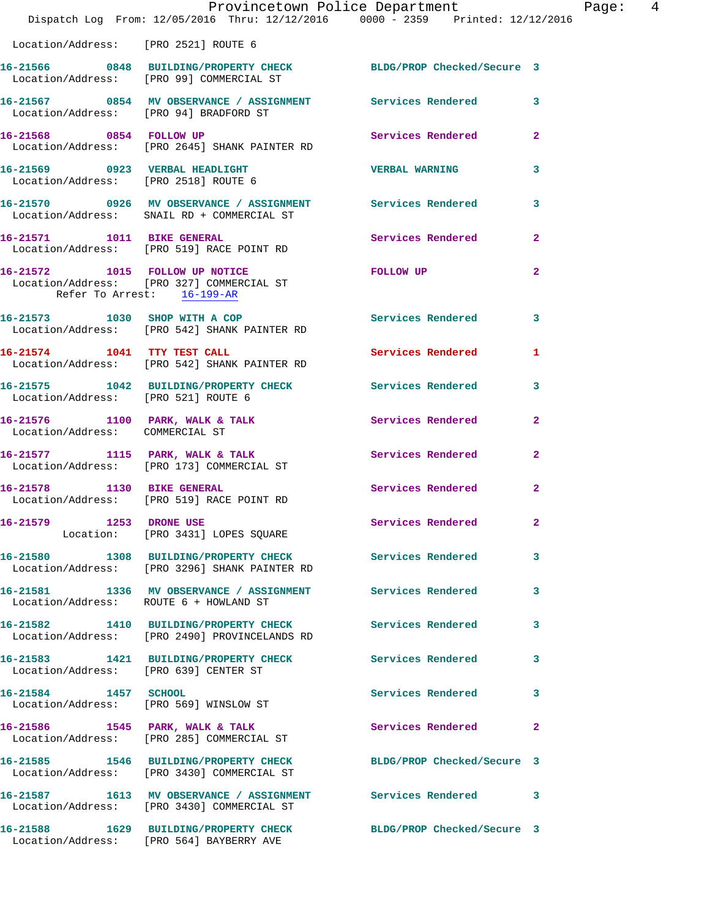Location/Address: [PRO 2521] ROUTE 6

**16-21566** 0848 **BUILDING/PROPERTY CHECK** BLDG/PROP Checked/Secure 3
Location/Address: [PRO 99] COMMERCIAL ST

**16-21567** 0854 **MV OBSERVANCE / ASSIGNMENT** Services Rendered 3
Location/Address: [PRO 94] BRADFORD ST

**16-21568** 0854 **FOLLOW UP** Services Rendered 2
Location/Address: [PRO 2645] SHANK PAINTER RD

**16-21569** 0923 **VERBAL HEADLIGHT** VERBAL WARNING 3
Location/Address: [PRO 2518] ROUTE 6

**16-21570** 0926 **MV OBSERVANCE / ASSIGNMENT** Services Rendered 3
Location/Address: SNAIL RD + COMMERCIAL ST

**16-21571** 1011 **BIKE GENERAL** Services Rendered 2
Location/Address: [PRO 519] RACE POINT RD

**16-21572** 1015 **FOLLOW UP NOTICE** FOLLOW UP 2
Location/Address: [PRO 327] COMMERCIAL ST
Refer To Arrest: 16-199-AR

**16-21573** 1030 **SHOP WITH A COP** Services Rendered 3
Location/Address: [PRO 542] SHANK PAINTER RD

**16-21574** 1041 **TTY TEST CALL** Services Rendered 1
Location/Address: [PRO 542] SHANK PAINTER RD

**16-21575** 1042 **BUILDING/PROPERTY CHECK** Services Rendered 3
Location/Address: [PRO 521] ROUTE 6

**16-21576** 1100 **PARK, WALK & TALK** Services Rendered 2
Location/Address: COMMERCIAL ST

**16-21577** 1115 **PARK, WALK & TALK** Services Rendered 2
Location/Address: [PRO 173] COMMERCIAL ST

**16-21578** 1130 **BIKE GENERAL** Services Rendered 2
Location/Address: [PRO 519] RACE POINT RD

**16-21579** 1253 **DRONE USE** Services Rendered 2
Location: [PRO 3431] LOPES SQUARE

**16-21580** 1308 **BUILDING/PROPERTY CHECK** Services Rendered 3
Location/Address: [PRO 3296] SHANK PAINTER RD

**16-21581** 1336 **MV OBSERVANCE / ASSIGNMENT** Services Rendered 3
Location/Address: ROUTE 6 + HOWLAND ST

**16-21582** 1410 **BUILDING/PROPERTY CHECK** Services Rendered 3
Location/Address: [PRO 2490] PROVINCELANDS RD

**16-21583** 1421 **BUILDING/PROPERTY CHECK** Services Rendered 3
Location/Address: [PRO 639] CENTER ST

**16-21584** 1457 **SCHOOL** Services Rendered 3
Location/Address: [PRO 569] WINSLOW ST

**16-21586** 1545 **PARK, WALK & TALK** Services Rendered 2
Location/Address: [PRO 285] COMMERCIAL ST

**16-21585** 1546 **BUILDING/PROPERTY CHECK** BLDG/PROP Checked/Secure 3
Location/Address: [PRO 3430] COMMERCIAL ST

**16-21587** 1613 **MV OBSERVANCE / ASSIGNMENT** Services Rendered 3
Location/Address: [PRO 3430] COMMERCIAL ST

**16-21588** 1629 **BUILDING/PROPERTY CHECK** BLDG/PROP Checked/Secure 3
Location/Address: [PRO 564] BAYBERRY AVE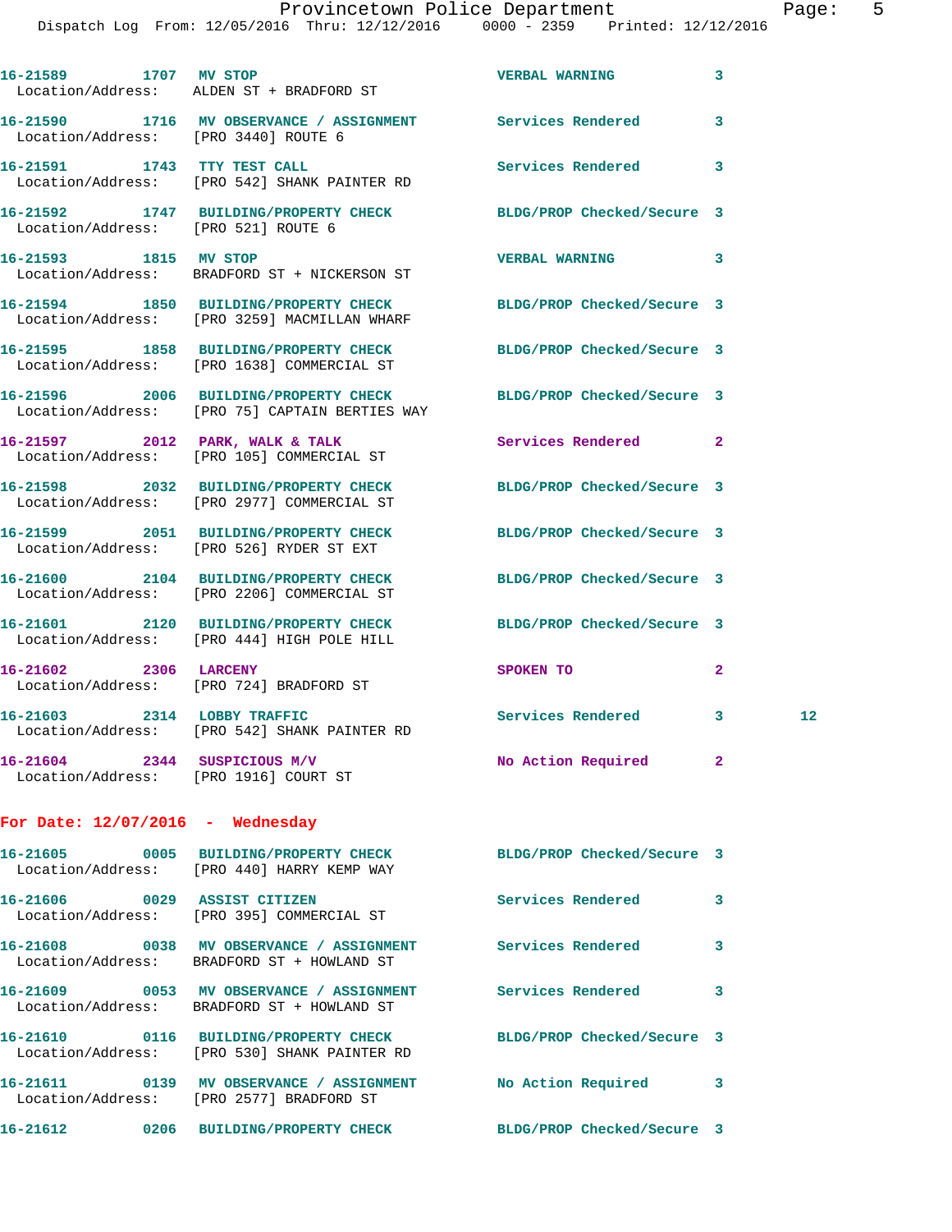16-21589 1707 MV STOP VERBAL WARNING 3
Location/Address: ALDEN ST + BRADFORD ST

16-21590 1716 MV OBSERVANCE / ASSIGNMENT Services Rendered 3
Location/Address: [PRO 3440] ROUTE 6

16-21591 1743 TTY TEST CALL Services Rendered 3
Location/Address: [PRO 542] SHANK PAINTER RD

16-21592 1747 BUILDING/PROPERTY CHECK BLDG/PROP Checked/Secure 3
Location/Address: [PRO 521] ROUTE 6

16-21593 1815 MV STOP VERBAL WARNING 3
Location/Address: BRADFORD ST + NICKERSON ST

16-21594 1850 BUILDING/PROPERTY CHECK BLDG/PROP Checked/Secure 3
Location/Address: [PRO 3259] MACMILLAN WHARF

16-21595 1858 BUILDING/PROPERTY CHECK BLDG/PROP Checked/Secure 3
Location/Address: [PRO 1638] COMMERCIAL ST

16-21596 2006 BUILDING/PROPERTY CHECK BLDG/PROP Checked/Secure 3
Location/Address: [PRO 75] CAPTAIN BERTIES WAY

16-21597 2012 PARK, WALK & TALK Services Rendered 2
Location/Address: [PRO 105] COMMERCIAL ST

16-21598 2032 BUILDING/PROPERTY CHECK BLDG/PROP Checked/Secure 3
Location/Address: [PRO 2977] COMMERCIAL ST

16-21599 2051 BUILDING/PROPERTY CHECK BLDG/PROP Checked/Secure 3
Location/Address: [PRO 526] RYDER ST EXT

16-21600 2104 BUILDING/PROPERTY CHECK BLDG/PROP Checked/Secure 3
Location/Address: [PRO 2206] COMMERCIAL ST

16-21601 2120 BUILDING/PROPERTY CHECK BLDG/PROP Checked/Secure 3
Location/Address: [PRO 444] HIGH POLE HILL

16-21602 2306 LARCENY SPOKEN TO 2
Location/Address: [PRO 724] BRADFORD ST

16-21603 2314 LOBBY TRAFFIC Services Rendered 3 12
Location/Address: [PRO 542] SHANK PAINTER RD

16-21604 2344 SUSPICIOUS M/V No Action Required 2
Location/Address: [PRO 1916] COURT ST

**For Date: 12/07/2016 - Wednesday**

16-21605 0005 BUILDING/PROPERTY CHECK BLDG/PROP Checked/Secure 3
Location/Address: [PRO 440] HARRY KEMP WAY

16-21606 0029 ASSIST CITIZEN Services Rendered 3
Location/Address: [PRO 395] COMMERCIAL ST

16-21608 0038 MV OBSERVANCE / ASSIGNMENT Services Rendered 3
Location/Address: BRADFORD ST + HOWLAND ST

16-21609 0053 MV OBSERVANCE / ASSIGNMENT Services Rendered 3
Location/Address: BRADFORD ST + HOWLAND ST

16-21610 0116 BUILDING/PROPERTY CHECK BLDG/PROP Checked/Secure 3
Location/Address: [PRO 530] SHANK PAINTER RD

16-21611 0139 MV OBSERVANCE / ASSIGNMENT No Action Required 3
Location/Address: [PRO 2577] BRADFORD ST

16-21612 0206 BUILDING/PROPERTY CHECK BLDG/PROP Checked/Secure 3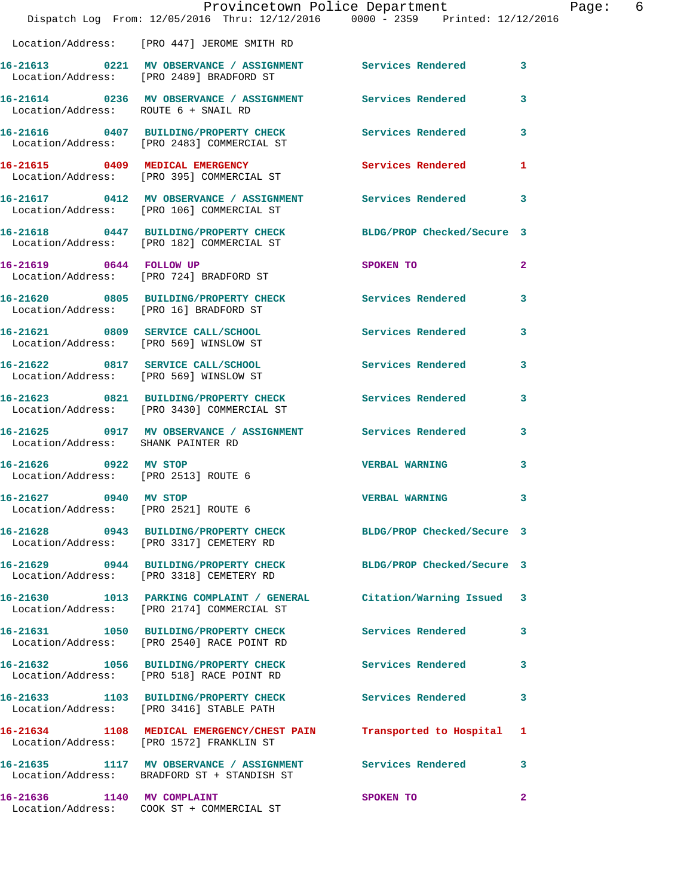Location/Address: [PRO 447] JEROME SMITH RD

| Call Number | Time | Call Reason | Action | Priority |
|---|---|---|---|---|
| 16-21613 | 0221 | MV OBSERVANCE / ASSIGNMENT | Services Rendered | 3 |
| Location/Address: [PRO 2489] BRADFORD ST | | | | |
| 16-21614 | 0236 | MV OBSERVANCE / ASSIGNMENT | Services Rendered | 3 |
| Location/Address: ROUTE 6 + SNAIL RD | | | | |
| 16-21616 | 0407 | BUILDING/PROPERTY CHECK | Services Rendered | 3 |
| Location/Address: [PRO 2483] COMMERCIAL ST | | | | |
| 16-21615 | 0409 | MEDICAL EMERGENCY | Services Rendered | 1 |
| Location/Address: [PRO 395] COMMERCIAL ST | | | | |
| 16-21617 | 0412 | MV OBSERVANCE / ASSIGNMENT | Services Rendered | 3 |
| Location/Address: [PRO 106] COMMERCIAL ST | | | | |
| 16-21618 | 0447 | BUILDING/PROPERTY CHECK | BLDG/PROP Checked/Secure | 3 |
| Location/Address: [PRO 182] COMMERCIAL ST | | | | |
| 16-21619 | 0644 | FOLLOW UP | SPOKEN TO | 2 |
| Location/Address: [PRO 724] BRADFORD ST | | | | |
| 16-21620 | 0805 | BUILDING/PROPERTY CHECK | Services Rendered | 3 |
| Location/Address: [PRO 16] BRADFORD ST | | | | |
| 16-21621 | 0809 | SERVICE CALL/SCHOOL | Services Rendered | 3 |
| Location/Address: [PRO 569] WINSLOW ST | | | | |
| 16-21622 | 0817 | SERVICE CALL/SCHOOL | Services Rendered | 3 |
| Location/Address: [PRO 569] WINSLOW ST | | | | |
| 16-21623 | 0821 | BUILDING/PROPERTY CHECK | Services Rendered | 3 |
| Location/Address: [PRO 3430] COMMERCIAL ST | | | | |
| 16-21625 | 0917 | MV OBSERVANCE / ASSIGNMENT | Services Rendered | 3 |
| Location/Address: SHANK PAINTER RD | | | | |
| 16-21626 | 0922 | MV STOP | VERBAL WARNING | 3 |
| Location/Address: [PRO 2513] ROUTE 6 | | | | |
| 16-21627 | 0940 | MV STOP | VERBAL WARNING | 3 |
| Location/Address: [PRO 2521] ROUTE 6 | | | | |
| 16-21628 | 0943 | BUILDING/PROPERTY CHECK | BLDG/PROP Checked/Secure | 3 |
| Location/Address: [PRO 3317] CEMETERY RD | | | | |
| 16-21629 | 0944 | BUILDING/PROPERTY CHECK | BLDG/PROP Checked/Secure | 3 |
| Location/Address: [PRO 3318] CEMETERY RD | | | | |
| 16-21630 | 1013 | PARKING COMPLAINT / GENERAL | Citation/Warning Issued | 3 |
| Location/Address: [PRO 2174] COMMERCIAL ST | | | | |
| 16-21631 | 1050 | BUILDING/PROPERTY CHECK | Services Rendered | 3 |
| Location/Address: [PRO 2540] RACE POINT RD | | | | |
| 16-21632 | 1056 | BUILDING/PROPERTY CHECK | Services Rendered | 3 |
| Location/Address: [PRO 518] RACE POINT RD | | | | |
| 16-21633 | 1103 | BUILDING/PROPERTY CHECK | Services Rendered | 3 |
| Location/Address: [PRO 3416] STABLE PATH | | | | |
| 16-21634 | 1108 | MEDICAL EMERGENCY/CHEST PAIN | Transported to Hospital | 1 |
| Location/Address: [PRO 1572] FRANKLIN ST | | | | |
| 16-21635 | 1117 | MV OBSERVANCE / ASSIGNMENT | Services Rendered | 3 |
| Location/Address: BRADFORD ST + STANDISH ST | | | | |
| 16-21636 | 1140 | MV COMPLAINT | SPOKEN TO | 2 |
| Location/Address: COOK ST + COMMERCIAL ST | | | | |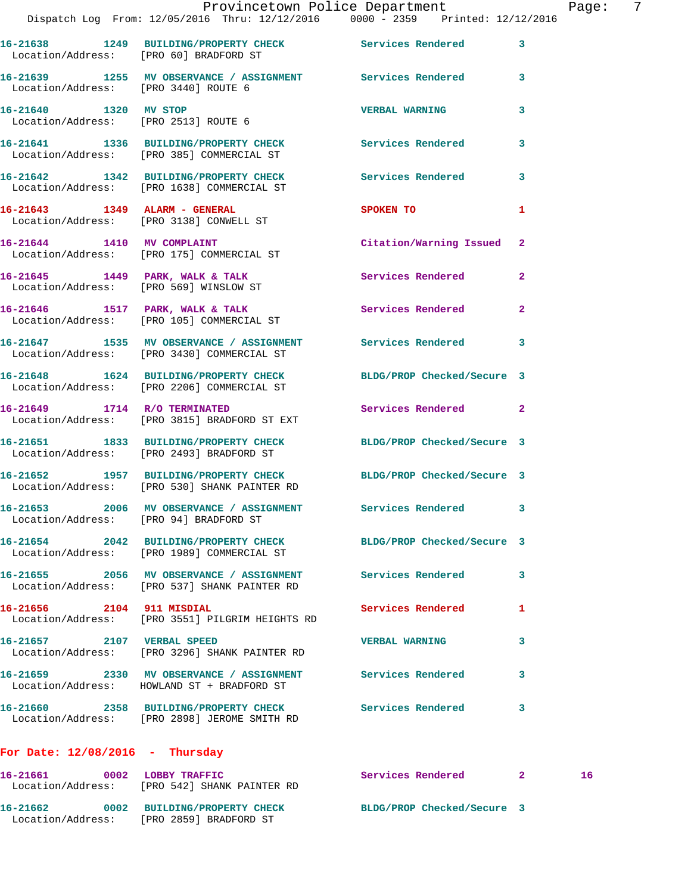16-21638 1249 BUILDING/PROPERTY CHECK Services Rendered 3
Location/Address: [PRO 60] BRADFORD ST

16-21639 1255 MV OBSERVANCE / ASSIGNMENT Services Rendered 3
Location/Address: [PRO 3440] ROUTE 6

16-21640 1320 MV STOP VERBAL WARNING 3
Location/Address: [PRO 2513] ROUTE 6

16-21641 1336 BUILDING/PROPERTY CHECK Services Rendered 3
Location/Address: [PRO 385] COMMERCIAL ST

16-21642 1342 BUILDING/PROPERTY CHECK Services Rendered 3
Location/Address: [PRO 1638] COMMERCIAL ST

16-21643 1349 ALARM - GENERAL SPOKEN TO 1
Location/Address: [PRO 3138] CONWELL ST

16-21644 1410 MV COMPLAINT Citation/Warning Issued 2
Location/Address: [PRO 175] COMMERCIAL ST

16-21645 1449 PARK, WALK & TALK Services Rendered 2
Location/Address: [PRO 569] WINSLOW ST

16-21646 1517 PARK, WALK & TALK Services Rendered 2
Location/Address: [PRO 105] COMMERCIAL ST

16-21647 1535 MV OBSERVANCE / ASSIGNMENT Services Rendered 3
Location/Address: [PRO 3430] COMMERCIAL ST

16-21648 1624 BUILDING/PROPERTY CHECK BLDG/PROP Checked/Secure 3
Location/Address: [PRO 2206] COMMERCIAL ST

16-21649 1714 R/O TERMINATED Services Rendered 2
Location/Address: [PRO 3815] BRADFORD ST EXT

16-21651 1833 BUILDING/PROPERTY CHECK BLDG/PROP Checked/Secure 3
Location/Address: [PRO 2493] BRADFORD ST

16-21652 1957 BUILDING/PROPERTY CHECK BLDG/PROP Checked/Secure 3
Location/Address: [PRO 530] SHANK PAINTER RD

16-21653 2006 MV OBSERVANCE / ASSIGNMENT Services Rendered 3
Location/Address: [PRO 94] BRADFORD ST

16-21654 2042 BUILDING/PROPERTY CHECK BLDG/PROP Checked/Secure 3
Location/Address: [PRO 1989] COMMERCIAL ST

16-21655 2056 MV OBSERVANCE / ASSIGNMENT Services Rendered 3
Location/Address: [PRO 537] SHANK PAINTER RD

16-21656 2104 911 MISDIAL Services Rendered 1
Location/Address: [PRO 3551] PILGRIM HEIGHTS RD

16-21657 2107 VERBAL SPEED VERBAL WARNING 3
Location/Address: [PRO 3296] SHANK PAINTER RD

16-21659 2330 MV OBSERVANCE / ASSIGNMENT Services Rendered 3
Location/Address: HOWLAND ST + BRADFORD ST

16-21660 2358 BUILDING/PROPERTY CHECK Services Rendered 3
Location/Address: [PRO 2898] JEROME SMITH RD

**For Date: 12/08/2016 - Thursday**

16-21661 0002 LOBBY TRAFFIC Services Rendered 2 16
Location/Address: [PRO 542] SHANK PAINTER RD

16-21662 0002 BUILDING/PROPERTY CHECK BLDG/PROP Checked/Secure 3
Location/Address: [PRO 2859] BRADFORD ST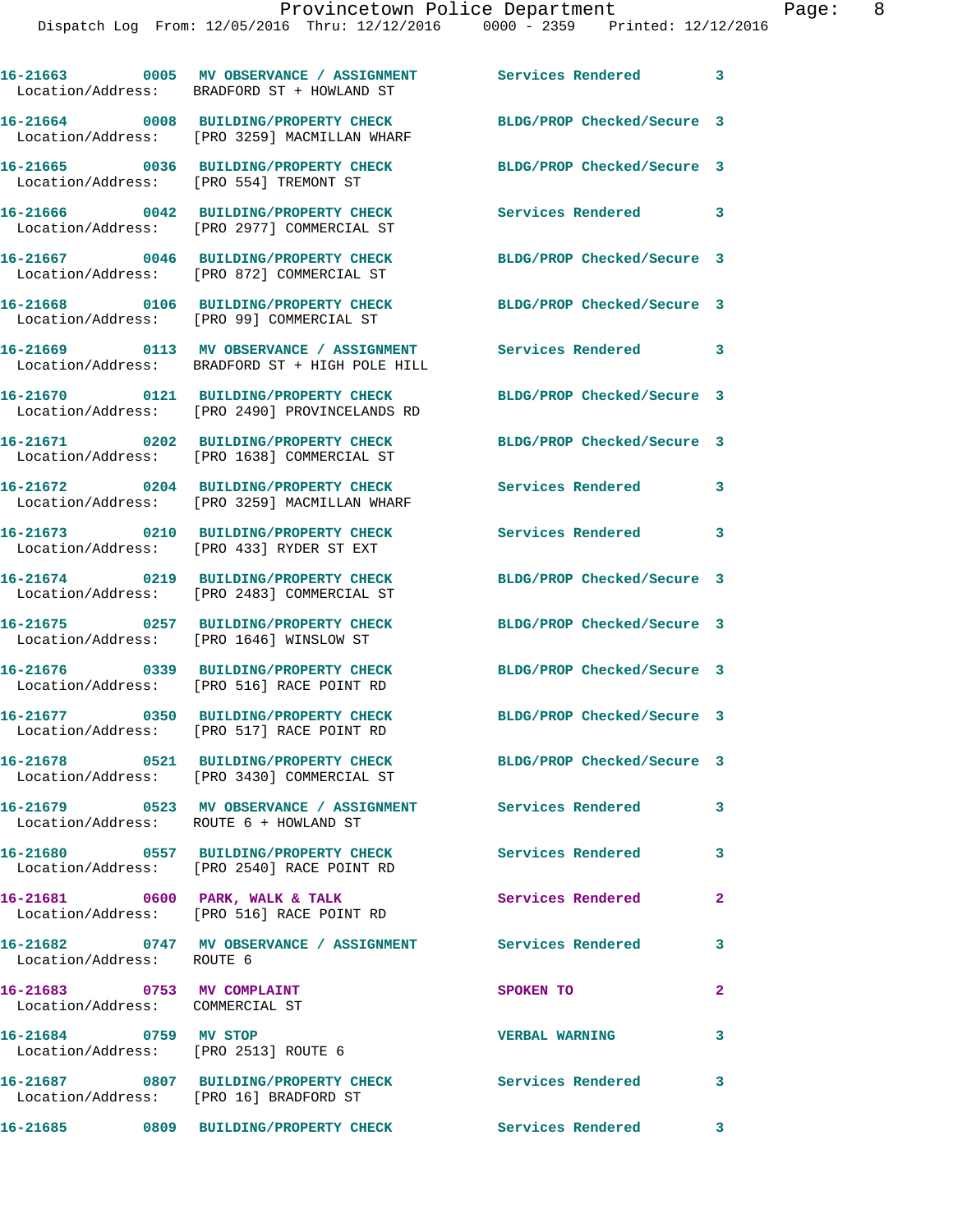| Call Number | Time | Call Reason | Action | Priority |
|---|---|---|---|---|
| 16-21663 | 0005 | MV OBSERVANCE / ASSIGNMENT | Services Rendered | 3 |
| Location/Address: BRADFORD ST + HOWLAND ST | | | | |
| 16-21664 | 0008 | BUILDING/PROPERTY CHECK | BLDG/PROP Checked/Secure | 3 |
| Location/Address: [PRO 3259] MACMILLAN WHARF | | | | |
| 16-21665 | 0036 | BUILDING/PROPERTY CHECK | BLDG/PROP Checked/Secure | 3 |
| Location/Address: [PRO 554] TREMONT ST | | | | |
| 16-21666 | 0042 | BUILDING/PROPERTY CHECK | Services Rendered | 3 |
| Location/Address: [PRO 2977] COMMERCIAL ST | | | | |
| 16-21667 | 0046 | BUILDING/PROPERTY CHECK | BLDG/PROP Checked/Secure | 3 |
| Location/Address: [PRO 872] COMMERCIAL ST | | | | |
| 16-21668 | 0106 | BUILDING/PROPERTY CHECK | BLDG/PROP Checked/Secure | 3 |
| Location/Address: [PRO 99] COMMERCIAL ST | | | | |
| 16-21669 | 0113 | MV OBSERVANCE / ASSIGNMENT | Services Rendered | 3 |
| Location/Address: BRADFORD ST + HIGH POLE HILL | | | | |
| 16-21670 | 0121 | BUILDING/PROPERTY CHECK | BLDG/PROP Checked/Secure | 3 |
| Location/Address: [PRO 2490] PROVINCELANDS RD | | | | |
| 16-21671 | 0202 | BUILDING/PROPERTY CHECK | BLDG/PROP Checked/Secure | 3 |
| Location/Address: [PRO 1638] COMMERCIAL ST | | | | |
| 16-21672 | 0204 | BUILDING/PROPERTY CHECK | Services Rendered | 3 |
| Location/Address: [PRO 3259] MACMILLAN WHARF | | | | |
| 16-21673 | 0210 | BUILDING/PROPERTY CHECK | Services Rendered | 3 |
| Location/Address: [PRO 433] RYDER ST EXT | | | | |
| 16-21674 | 0219 | BUILDING/PROPERTY CHECK | BLDG/PROP Checked/Secure | 3 |
| Location/Address: [PRO 2483] COMMERCIAL ST | | | | |
| 16-21675 | 0257 | BUILDING/PROPERTY CHECK | BLDG/PROP Checked/Secure | 3 |
| Location/Address: [PRO 1646] WINSLOW ST | | | | |
| 16-21676 | 0339 | BUILDING/PROPERTY CHECK | BLDG/PROP Checked/Secure | 3 |
| Location/Address: [PRO 516] RACE POINT RD | | | | |
| 16-21677 | 0350 | BUILDING/PROPERTY CHECK | BLDG/PROP Checked/Secure | 3 |
| Location/Address: [PRO 517] RACE POINT RD | | | | |
| 16-21678 | 0521 | BUILDING/PROPERTY CHECK | BLDG/PROP Checked/Secure | 3 |
| Location/Address: [PRO 3430] COMMERCIAL ST | | | | |
| 16-21679 | 0523 | MV OBSERVANCE / ASSIGNMENT | Services Rendered | 3 |
| Location/Address: ROUTE 6 + HOWLAND ST | | | | |
| 16-21680 | 0557 | BUILDING/PROPERTY CHECK | Services Rendered | 3 |
| Location/Address: [PRO 2540] RACE POINT RD | | | | |
| 16-21681 | 0600 | PARK, WALK & TALK | Services Rendered | 2 |
| Location/Address: [PRO 516] RACE POINT RD | | | | |
| 16-21682 | 0747 | MV OBSERVANCE / ASSIGNMENT | Services Rendered | 3 |
| Location/Address: ROUTE 6 | | | | |
| 16-21683 | 0753 | MV COMPLAINT | SPOKEN TO | 2 |
| Location/Address: COMMERCIAL ST | | | | |
| 16-21684 | 0759 | MV STOP | VERBAL WARNING | 3 |
| Location/Address: [PRO 2513] ROUTE 6 | | | | |
| 16-21687 | 0807 | BUILDING/PROPERTY CHECK | Services Rendered | 3 |
| Location/Address: [PRO 16] BRADFORD ST | | | | |
| 16-21685 | 0809 | BUILDING/PROPERTY CHECK | Services Rendered | 3 |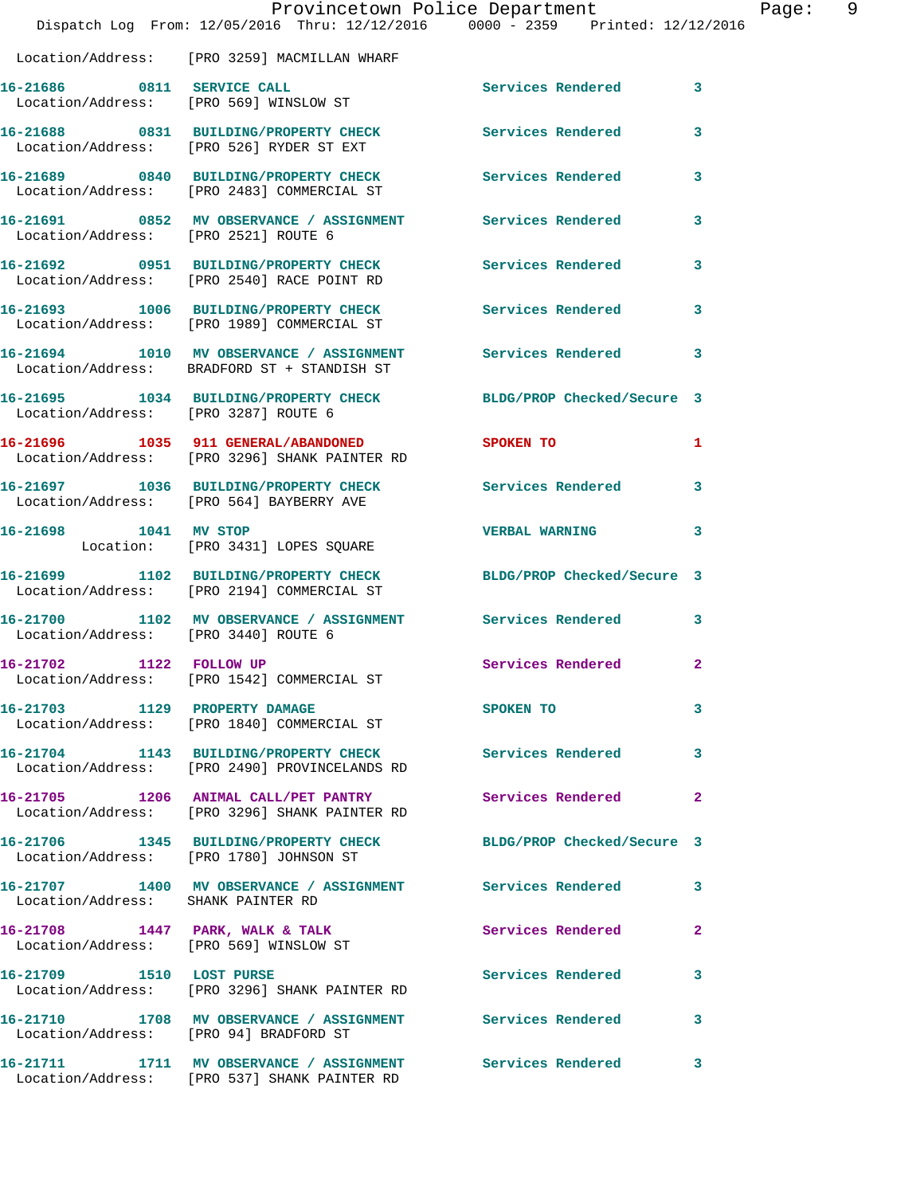Location/Address: [PRO 3259] MACMILLAN WHARF

16-21686 0811 SERVICE CALL Services Rendered 3
Location/Address: [PRO 569] WINSLOW ST

16-21688 0831 BUILDING/PROPERTY CHECK Services Rendered 3
Location/Address: [PRO 526] RYDER ST EXT

16-21689 0840 BUILDING/PROPERTY CHECK Services Rendered 3
Location/Address: [PRO 2483] COMMERCIAL ST

16-21691 0852 MV OBSERVANCE / ASSIGNMENT Services Rendered 3
Location/Address: [PRO 2521] ROUTE 6

16-21692 0951 BUILDING/PROPERTY CHECK Services Rendered 3
Location/Address: [PRO 2540] RACE POINT RD

16-21693 1006 BUILDING/PROPERTY CHECK Services Rendered 3
Location/Address: [PRO 1989] COMMERCIAL ST

16-21694 1010 MV OBSERVANCE / ASSIGNMENT Services Rendered 3
Location/Address: BRADFORD ST + STANDISH ST

16-21695 1034 BUILDING/PROPERTY CHECK BLDG/PROP Checked/Secure 3
Location/Address: [PRO 3287] ROUTE 6

16-21696 1035 911 GENERAL/ABANDONED SPOKEN TO 1
Location/Address: [PRO 3296] SHANK PAINTER RD

16-21697 1036 BUILDING/PROPERTY CHECK Services Rendered 3
Location/Address: [PRO 564] BAYBERRY AVE

16-21698 1041 MV STOP VERBAL WARNING 3
Location: [PRO 3431] LOPES SQUARE

16-21699 1102 BUILDING/PROPERTY CHECK BLDG/PROP Checked/Secure 3
Location/Address: [PRO 2194] COMMERCIAL ST

16-21700 1102 MV OBSERVANCE / ASSIGNMENT Services Rendered 3
Location/Address: [PRO 3440] ROUTE 6

16-21702 1122 FOLLOW UP Services Rendered 2
Location/Address: [PRO 1542] COMMERCIAL ST

16-21703 1129 PROPERTY DAMAGE SPOKEN TO 3
Location/Address: [PRO 1840] COMMERCIAL ST

16-21704 1143 BUILDING/PROPERTY CHECK Services Rendered 3
Location/Address: [PRO 2490] PROVINCELANDS RD

16-21705 1206 ANIMAL CALL/PET PANTRY Services Rendered 2
Location/Address: [PRO 3296] SHANK PAINTER RD

16-21706 1345 BUILDING/PROPERTY CHECK BLDG/PROP Checked/Secure 3
Location/Address: [PRO 1780] JOHNSON ST

16-21707 1400 MV OBSERVANCE / ASSIGNMENT Services Rendered 3
Location/Address: SHANK PAINTER RD

16-21708 1447 PARK, WALK & TALK Services Rendered 2
Location/Address: [PRO 569] WINSLOW ST

16-21709 1510 LOST PURSE Services Rendered 3
Location/Address: [PRO 3296] SHANK PAINTER RD

16-21710 1708 MV OBSERVANCE / ASSIGNMENT Services Rendered 3
Location/Address: [PRO 94] BRADFORD ST

16-21711 1711 MV OBSERVANCE / ASSIGNMENT Services Rendered 3
Location/Address: [PRO 537] SHANK PAINTER RD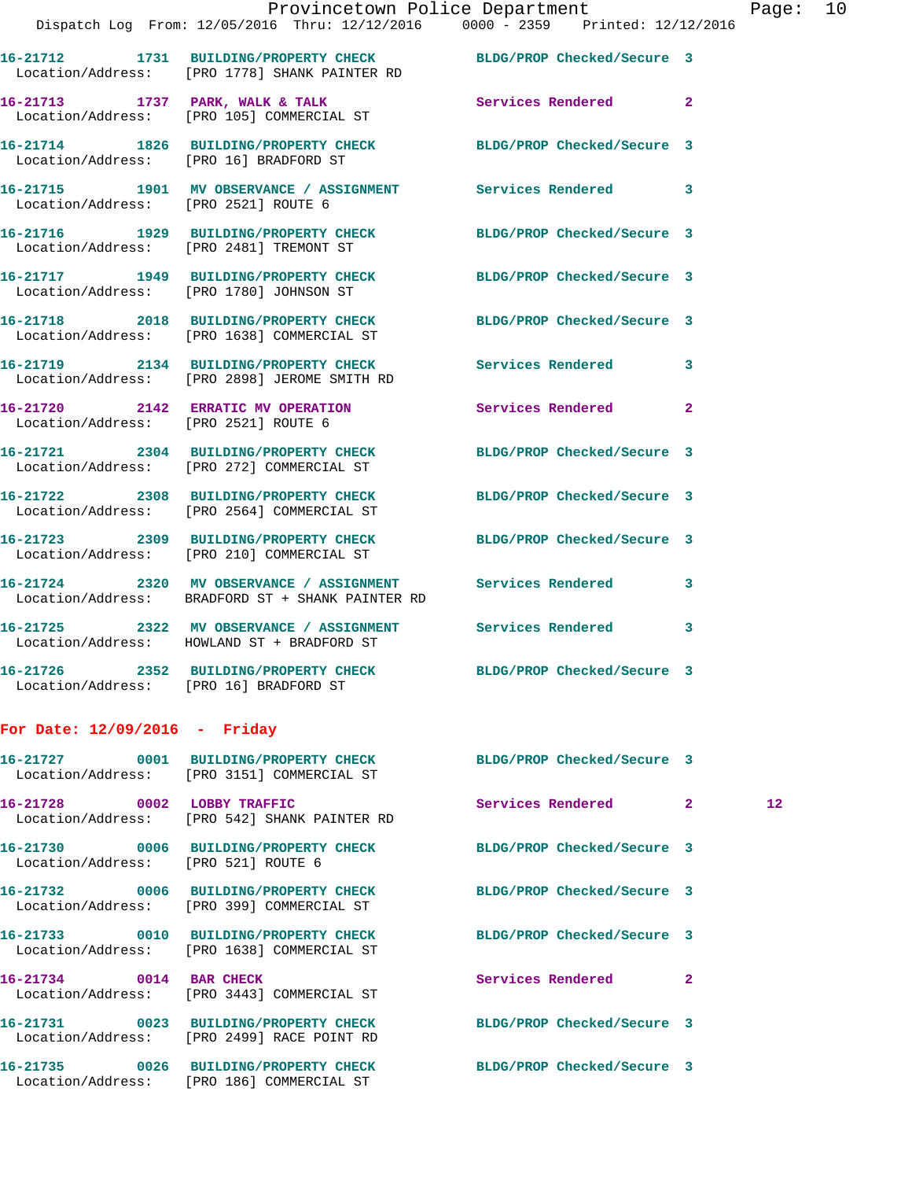16-21712 1731 BUILDING/PROPERTY CHECK BLDG/PROP Checked/Secure 3
Location/Address: [PRO 1778] SHANK PAINTER RD

16-21713 1737 PARK, WALK & TALK Services Rendered 2
Location/Address: [PRO 105] COMMERCIAL ST

16-21714 1826 BUILDING/PROPERTY CHECK BLDG/PROP Checked/Secure 3
Location/Address: [PRO 16] BRADFORD ST

16-21715 1901 MV OBSERVANCE / ASSIGNMENT Services Rendered 3
Location/Address: [PRO 2521] ROUTE 6

16-21716 1929 BUILDING/PROPERTY CHECK BLDG/PROP Checked/Secure 3
Location/Address: [PRO 2481] TREMONT ST

16-21717 1949 BUILDING/PROPERTY CHECK BLDG/PROP Checked/Secure 3
Location/Address: [PRO 1780] JOHNSON ST

16-21718 2018 BUILDING/PROPERTY CHECK BLDG/PROP Checked/Secure 3
Location/Address: [PRO 1638] COMMERCIAL ST

16-21719 2134 BUILDING/PROPERTY CHECK Services Rendered 3
Location/Address: [PRO 2898] JEROME SMITH RD

16-21720 2142 ERRATIC MV OPERATION Services Rendered 2
Location/Address: [PRO 2521] ROUTE 6

16-21721 2304 BUILDING/PROPERTY CHECK BLDG/PROP Checked/Secure 3
Location/Address: [PRO 272] COMMERCIAL ST

16-21722 2308 BUILDING/PROPERTY CHECK BLDG/PROP Checked/Secure 3
Location/Address: [PRO 2564] COMMERCIAL ST

16-21723 2309 BUILDING/PROPERTY CHECK BLDG/PROP Checked/Secure 3
Location/Address: [PRO 210] COMMERCIAL ST

16-21724 2320 MV OBSERVANCE / ASSIGNMENT Services Rendered 3
Location/Address: BRADFORD ST + SHANK PAINTER RD

16-21725 2322 MV OBSERVANCE / ASSIGNMENT Services Rendered 3
Location/Address: HOWLAND ST + BRADFORD ST

16-21726 2352 BUILDING/PROPERTY CHECK BLDG/PROP Checked/Secure 3
Location/Address: [PRO 16] BRADFORD ST

**For Date: 12/09/2016 - Friday**

16-21727 0001 BUILDING/PROPERTY CHECK BLDG/PROP Checked/Secure 3
Location/Address: [PRO 3151] COMMERCIAL ST

16-21728 0002 LOBBY TRAFFIC Services Rendered 2 12
Location/Address: [PRO 542] SHANK PAINTER RD

16-21730 0006 BUILDING/PROPERTY CHECK BLDG/PROP Checked/Secure 3
Location/Address: [PRO 521] ROUTE 6

16-21732 0006 BUILDING/PROPERTY CHECK BLDG/PROP Checked/Secure 3
Location/Address: [PRO 399] COMMERCIAL ST

16-21733 0010 BUILDING/PROPERTY CHECK BLDG/PROP Checked/Secure 3
Location/Address: [PRO 1638] COMMERCIAL ST

16-21734 0014 BAR CHECK Services Rendered 2
Location/Address: [PRO 3443] COMMERCIAL ST

16-21731 0023 BUILDING/PROPERTY CHECK BLDG/PROP Checked/Secure 3
Location/Address: [PRO 2499] RACE POINT RD

16-21735 0026 BUILDING/PROPERTY CHECK BLDG/PROP Checked/Secure 3
Location/Address: [PRO 186] COMMERCIAL ST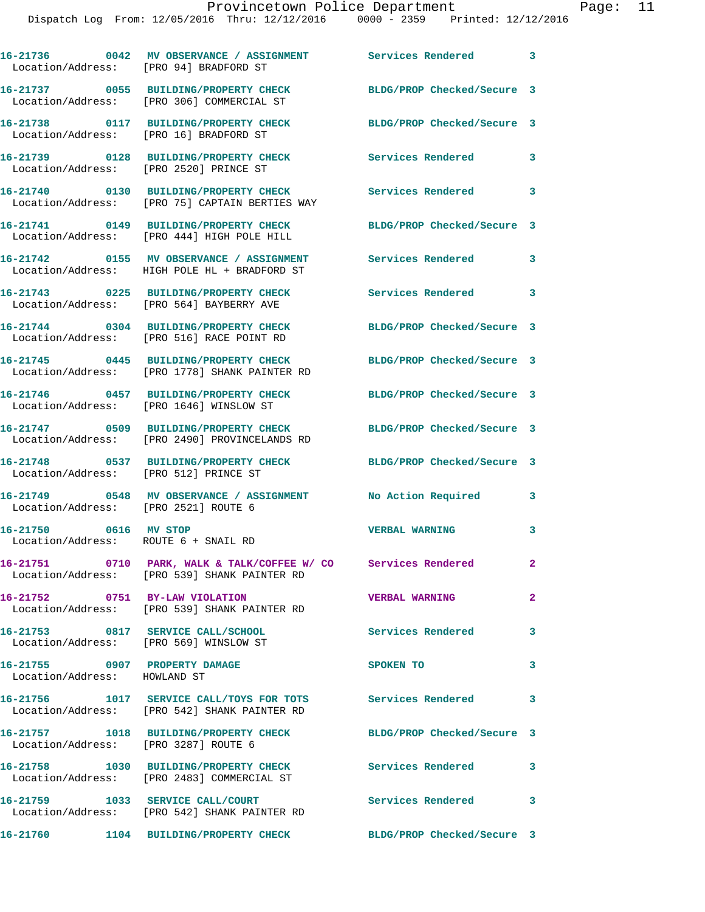16-21736 0042 MV OBSERVANCE / ASSIGNMENT Services Rendered 3
Location/Address: [PRO 94] BRADFORD ST

16-21737 0055 BUILDING/PROPERTY CHECK BLDG/PROP Checked/Secure 3
Location/Address: [PRO 306] COMMERCIAL ST

16-21738 0117 BUILDING/PROPERTY CHECK BLDG/PROP Checked/Secure 3
Location/Address: [PRO 16] BRADFORD ST

16-21739 0128 BUILDING/PROPERTY CHECK Services Rendered 3
Location/Address: [PRO 2520] PRINCE ST

16-21740 0130 BUILDING/PROPERTY CHECK Services Rendered 3
Location/Address: [PRO 75] CAPTAIN BERTIES WAY

16-21741 0149 BUILDING/PROPERTY CHECK BLDG/PROP Checked/Secure 3
Location/Address: [PRO 444] HIGH POLE HILL

16-21742 0155 MV OBSERVANCE / ASSIGNMENT Services Rendered 3
Location/Address: HIGH POLE HL + BRADFORD ST

16-21743 0225 BUILDING/PROPERTY CHECK Services Rendered 3
Location/Address: [PRO 564] BAYBERRY AVE

16-21744 0304 BUILDING/PROPERTY CHECK BLDG/PROP Checked/Secure 3
Location/Address: [PRO 516] RACE POINT RD

16-21745 0445 BUILDING/PROPERTY CHECK BLDG/PROP Checked/Secure 3
Location/Address: [PRO 1778] SHANK PAINTER RD

16-21746 0457 BUILDING/PROPERTY CHECK BLDG/PROP Checked/Secure 3
Location/Address: [PRO 1646] WINSLOW ST

16-21747 0509 BUILDING/PROPERTY CHECK BLDG/PROP Checked/Secure 3
Location/Address: [PRO 2490] PROVINCELANDS RD

16-21748 0537 BUILDING/PROPERTY CHECK BLDG/PROP Checked/Secure 3
Location/Address: [PRO 512] PRINCE ST

16-21749 0548 MV OBSERVANCE / ASSIGNMENT No Action Required 3
Location/Address: [PRO 2521] ROUTE 6

16-21750 0616 MV STOP VERBAL WARNING 3
Location/Address: ROUTE 6 + SNAIL RD

16-21751 0710 PARK, WALK & TALK/COFFEE W/ CO Services Rendered 2
Location/Address: [PRO 539] SHANK PAINTER RD

16-21752 0751 BY-LAW VIOLATION VERBAL WARNING 2
Location/Address: [PRO 539] SHANK PAINTER RD

16-21753 0817 SERVICE CALL/SCHOOL Services Rendered 3
Location/Address: [PRO 569] WINSLOW ST

16-21755 0907 PROPERTY DAMAGE SPOKEN TO 3
Location/Address: HOWLAND ST

16-21756 1017 SERVICE CALL/TOYS FOR TOTS Services Rendered 3
Location/Address: [PRO 542] SHANK PAINTER RD

16-21757 1018 BUILDING/PROPERTY CHECK BLDG/PROP Checked/Secure 3
Location/Address: [PRO 3287] ROUTE 6

16-21758 1030 BUILDING/PROPERTY CHECK Services Rendered 3
Location/Address: [PRO 2483] COMMERCIAL ST

16-21759 1033 SERVICE CALL/COURT Services Rendered 3
Location/Address: [PRO 542] SHANK PAINTER RD

16-21760 1104 BUILDING/PROPERTY CHECK BLDG/PROP Checked/Secure 3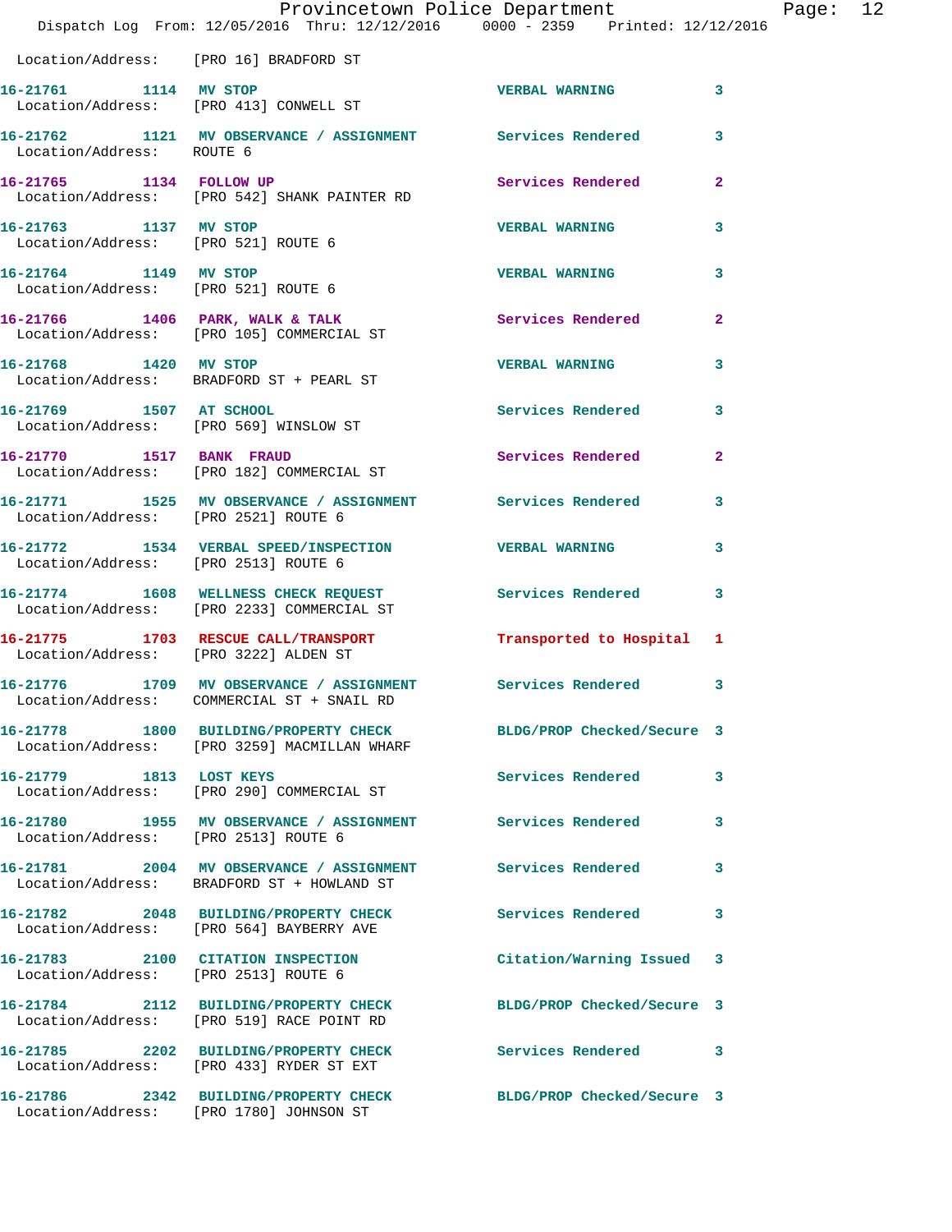Location/Address: [PRO 16] BRADFORD ST

| Call # | Time | Call Reason | Action | Priority |
|---|---|---|---|---|
| 16-21761 | 1114 | MV STOP | VERBAL WARNING | 3 |
| | | Location/Address: [PRO 413] CONWELL ST | | |
| 16-21762 | 1121 | MV OBSERVANCE / ASSIGNMENT | Services Rendered | 3 |
| | | Location/Address: ROUTE 6 | | |
| 16-21765 | 1134 | FOLLOW UP | Services Rendered | 2 |
| | | Location/Address: [PRO 542] SHANK PAINTER RD | | |
| 16-21763 | 1137 | MV STOP | VERBAL WARNING | 3 |
| | | Location/Address: [PRO 521] ROUTE 6 | | |
| 16-21764 | 1149 | MV STOP | VERBAL WARNING | 3 |
| | | Location/Address: [PRO 521] ROUTE 6 | | |
| 16-21766 | 1406 | PARK, WALK & TALK | Services Rendered | 2 |
| | | Location/Address: [PRO 105] COMMERCIAL ST | | |
| 16-21768 | 1420 | MV STOP | VERBAL WARNING | 3 |
| | | Location/Address: BRADFORD ST + PEARL ST | | |
| 16-21769 | 1507 | AT SCHOOL | Services Rendered | 3 |
| | | Location/Address: [PRO 569] WINSLOW ST | | |
| 16-21770 | 1517 | BANK FRAUD | Services Rendered | 2 |
| | | Location/Address: [PRO 182] COMMERCIAL ST | | |
| 16-21771 | 1525 | MV OBSERVANCE / ASSIGNMENT | Services Rendered | 3 |
| | | Location/Address: [PRO 2521] ROUTE 6 | | |
| 16-21772 | 1534 | VERBAL SPEED/INSPECTION | VERBAL WARNING | 3 |
| | | Location/Address: [PRO 2513] ROUTE 6 | | |
| 16-21774 | 1608 | WELLNESS CHECK REQUEST | Services Rendered | 3 |
| | | Location/Address: [PRO 2233] COMMERCIAL ST | | |
| 16-21775 | 1703 | RESCUE CALL/TRANSPORT | Transported to Hospital | 1 |
| | | Location/Address: [PRO 3222] ALDEN ST | | |
| 16-21776 | 1709 | MV OBSERVANCE / ASSIGNMENT | Services Rendered | 3 |
| | | Location/Address: COMMERCIAL ST + SNAIL RD | | |
| 16-21778 | 1800 | BUILDING/PROPERTY CHECK | BLDG/PROP Checked/Secure | 3 |
| | | Location/Address: [PRO 3259] MACMILLAN WHARF | | |
| 16-21779 | 1813 | LOST KEYS | Services Rendered | 3 |
| | | Location/Address: [PRO 290] COMMERCIAL ST | | |
| 16-21780 | 1955 | MV OBSERVANCE / ASSIGNMENT | Services Rendered | 3 |
| | | Location/Address: [PRO 2513] ROUTE 6 | | |
| 16-21781 | 2004 | MV OBSERVANCE / ASSIGNMENT | Services Rendered | 3 |
| | | Location/Address: BRADFORD ST + HOWLAND ST | | |
| 16-21782 | 2048 | BUILDING/PROPERTY CHECK | Services Rendered | 3 |
| | | Location/Address: [PRO 564] BAYBERRY AVE | | |
| 16-21783 | 2100 | CITATION INSPECTION | Citation/Warning Issued | 3 |
| | | Location/Address: [PRO 2513] ROUTE 6 | | |
| 16-21784 | 2112 | BUILDING/PROPERTY CHECK | BLDG/PROP Checked/Secure | 3 |
| | | Location/Address: [PRO 519] RACE POINT RD | | |
| 16-21785 | 2202 | BUILDING/PROPERTY CHECK | Services Rendered | 3 |
| | | Location/Address: [PRO 433] RYDER ST EXT | | |
| 16-21786 | 2342 | BUILDING/PROPERTY CHECK | BLDG/PROP Checked/Secure | 3 |
| | | Location/Address: [PRO 1780] JOHNSON ST | | |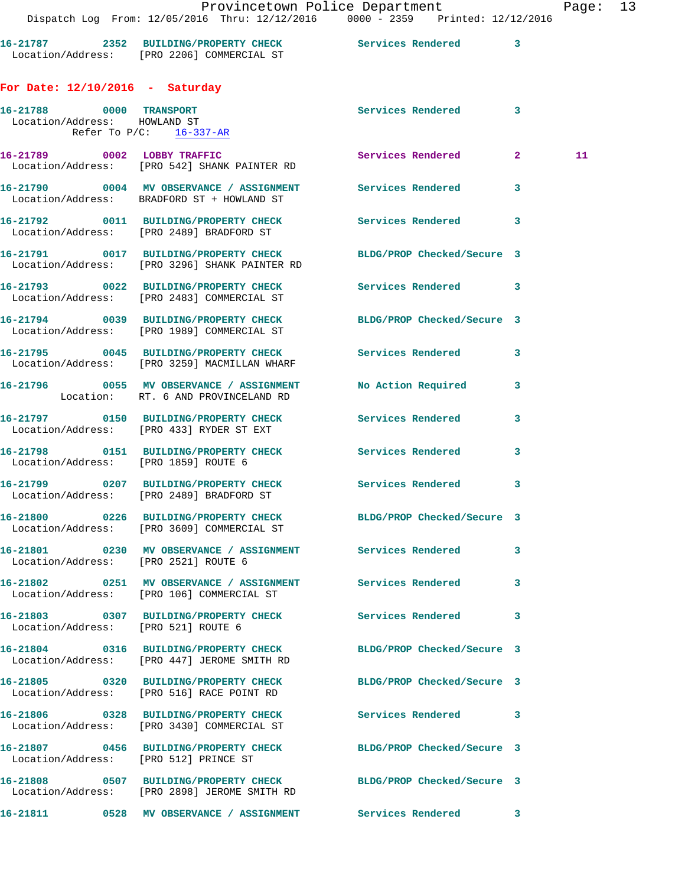16-21787 2352 BUILDING/PROPERTY CHECK Services Rendered 3
Location/Address: [PRO 2206] COMMERCIAL ST

**For Date: 12/10/2016 - Saturday**

16-21788 0000 TRANSPORT Services Rendered 3
Location/Address: HOWLAND ST
Refer To P/C: 16-337-AR

16-21789 0002 LOBBY TRAFFIC Services Rendered 2 11
Location/Address: [PRO 542] SHANK PAINTER RD

16-21790 0004 MV OBSERVANCE / ASSIGNMENT Services Rendered 3
Location/Address: BRADFORD ST + HOWLAND ST

16-21792 0011 BUILDING/PROPERTY CHECK Services Rendered 3
Location/Address: [PRO 2489] BRADFORD ST

16-21791 0017 BUILDING/PROPERTY CHECK BLDG/PROP Checked/Secure 3
Location/Address: [PRO 3296] SHANK PAINTER RD

16-21793 0022 BUILDING/PROPERTY CHECK Services Rendered 3
Location/Address: [PRO 2483] COMMERCIAL ST

16-21794 0039 BUILDING/PROPERTY CHECK BLDG/PROP Checked/Secure 3
Location/Address: [PRO 1989] COMMERCIAL ST

16-21795 0045 BUILDING/PROPERTY CHECK Services Rendered 3
Location/Address: [PRO 3259] MACMILLAN WHARF

16-21796 0055 MV OBSERVANCE / ASSIGNMENT No Action Required 3
Location: RT. 6 AND PROVINCELAND RD

16-21797 0150 BUILDING/PROPERTY CHECK Services Rendered 3
Location/Address: [PRO 433] RYDER ST EXT

16-21798 0151 BUILDING/PROPERTY CHECK Services Rendered 3
Location/Address: [PRO 1859] ROUTE 6

16-21799 0207 BUILDING/PROPERTY CHECK Services Rendered 3
Location/Address: [PRO 2489] BRADFORD ST

16-21800 0226 BUILDING/PROPERTY CHECK BLDG/PROP Checked/Secure 3
Location/Address: [PRO 3609] COMMERCIAL ST

16-21801 0230 MV OBSERVANCE / ASSIGNMENT Services Rendered 3
Location/Address: [PRO 2521] ROUTE 6

16-21802 0251 MV OBSERVANCE / ASSIGNMENT Services Rendered 3
Location/Address: [PRO 106] COMMERCIAL ST

16-21803 0307 BUILDING/PROPERTY CHECK Services Rendered 3
Location/Address: [PRO 521] ROUTE 6

16-21804 0316 BUILDING/PROPERTY CHECK BLDG/PROP Checked/Secure 3
Location/Address: [PRO 447] JEROME SMITH RD

16-21805 0320 BUILDING/PROPERTY CHECK BLDG/PROP Checked/Secure 3
Location/Address: [PRO 516] RACE POINT RD

16-21806 0328 BUILDING/PROPERTY CHECK Services Rendered 3
Location/Address: [PRO 3430] COMMERCIAL ST

16-21807 0456 BUILDING/PROPERTY CHECK BLDG/PROP Checked/Secure 3
Location/Address: [PRO 512] PRINCE ST

16-21808 0507 BUILDING/PROPERTY CHECK BLDG/PROP Checked/Secure 3
Location/Address: [PRO 2898] JEROME SMITH RD

16-21811 0528 MV OBSERVANCE / ASSIGNMENT Services Rendered 3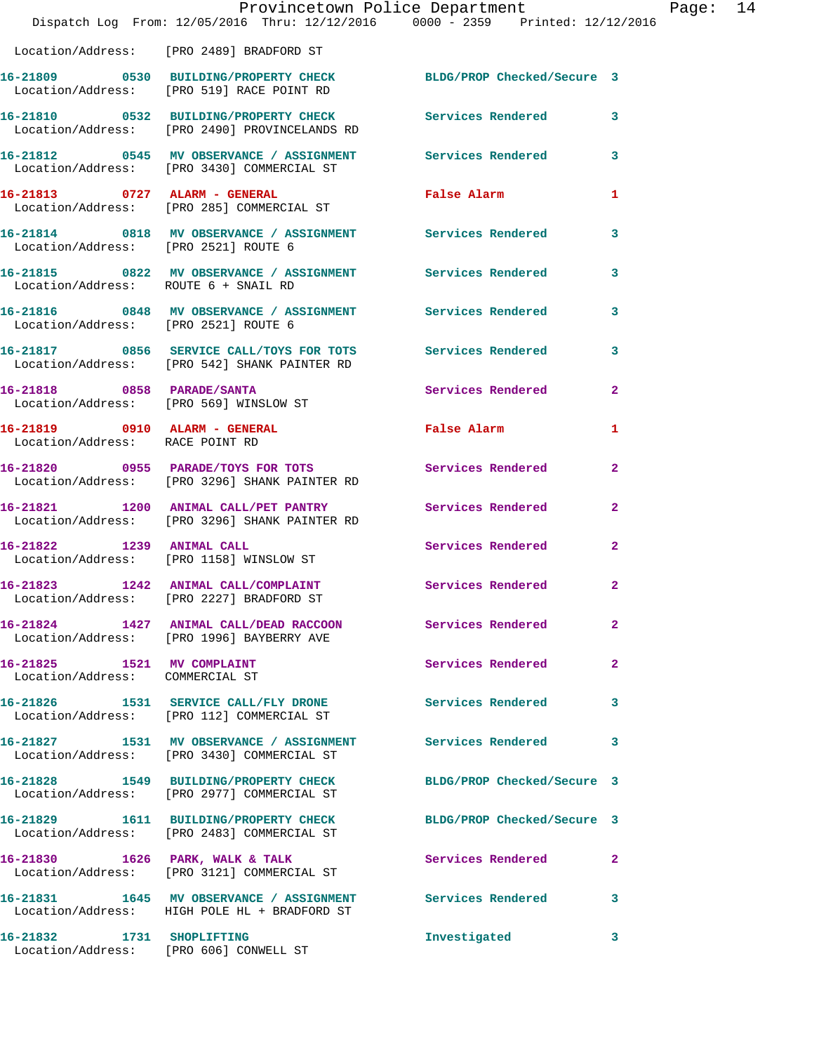Location/Address: [PRO 2489] BRADFORD ST

| Call # | Time | Type | Disposition | Priority |
|---|---|---|---|---|
| 16-21809 | 0530 | BUILDING/PROPERTY CHECK | BLDG/PROP Checked/Secure | 3 |
| | | Location/Address: [PRO 519] RACE POINT RD | | |
| 16-21810 | 0532 | BUILDING/PROPERTY CHECK | Services Rendered | 3 |
| | | Location/Address: [PRO 2490] PROVINCELANDS RD | | |
| 16-21812 | 0545 | MV OBSERVANCE / ASSIGNMENT | Services Rendered | 3 |
| | | Location/Address: [PRO 3430] COMMERCIAL ST | | |
| 16-21813 | 0727 | ALARM - GENERAL | False Alarm | 1 |
| | | Location/Address: [PRO 285] COMMERCIAL ST | | |
| 16-21814 | 0818 | MV OBSERVANCE / ASSIGNMENT | Services Rendered | 3 |
| | | Location/Address: [PRO 2521] ROUTE 6 | | |
| 16-21815 | 0822 | MV OBSERVANCE / ASSIGNMENT | Services Rendered | 3 |
| | | Location/Address: ROUTE 6 + SNAIL RD | | |
| 16-21816 | 0848 | MV OBSERVANCE / ASSIGNMENT | Services Rendered | 3 |
| | | Location/Address: [PRO 2521] ROUTE 6 | | |
| 16-21817 | 0856 | SERVICE CALL/TOYS FOR TOTS | Services Rendered | 3 |
| | | Location/Address: [PRO 542] SHANK PAINTER RD | | |
| 16-21818 | 0858 | PARADE/SANTA | Services Rendered | 2 |
| | | Location/Address: [PRO 569] WINSLOW ST | | |
| 16-21819 | 0910 | ALARM - GENERAL | False Alarm | 1 |
| | | Location/Address: RACE POINT RD | | |
| 16-21820 | 0955 | PARADE/TOYS FOR TOTS | Services Rendered | 2 |
| | | Location/Address: [PRO 3296] SHANK PAINTER RD | | |
| 16-21821 | 1200 | ANIMAL CALL/PET PANTRY | Services Rendered | 2 |
| | | Location/Address: [PRO 3296] SHANK PAINTER RD | | |
| 16-21822 | 1239 | ANIMAL CALL | Services Rendered | 2 |
| | | Location/Address: [PRO 1158] WINSLOW ST | | |
| 16-21823 | 1242 | ANIMAL CALL/COMPLAINT | Services Rendered | 2 |
| | | Location/Address: [PRO 2227] BRADFORD ST | | |
| 16-21824 | 1427 | ANIMAL CALL/DEAD RACCOON | Services Rendered | 2 |
| | | Location/Address: [PRO 1996] BAYBERRY AVE | | |
| 16-21825 | 1521 | MV COMPLAINT | Services Rendered | 2 |
| | | Location/Address: COMMERCIAL ST | | |
| 16-21826 | 1531 | SERVICE CALL/FLY DRONE | Services Rendered | 3 |
| | | Location/Address: [PRO 112] COMMERCIAL ST | | |
| 16-21827 | 1531 | MV OBSERVANCE / ASSIGNMENT | Services Rendered | 3 |
| | | Location/Address: [PRO 3430] COMMERCIAL ST | | |
| 16-21828 | 1549 | BUILDING/PROPERTY CHECK | BLDG/PROP Checked/Secure | 3 |
| | | Location/Address: [PRO 2977] COMMERCIAL ST | | |
| 16-21829 | 1611 | BUILDING/PROPERTY CHECK | BLDG/PROP Checked/Secure | 3 |
| | | Location/Address: [PRO 2483] COMMERCIAL ST | | |
| 16-21830 | 1626 | PARK, WALK & TALK | Services Rendered | 2 |
| | | Location/Address: [PRO 3121] COMMERCIAL ST | | |
| 16-21831 | 1645 | MV OBSERVANCE / ASSIGNMENT | Services Rendered | 3 |
| | | Location/Address: HIGH POLE HL + BRADFORD ST | | |
| 16-21832 | 1731 | SHOPLIFTING | Investigated | 3 |
| | | Location/Address: [PRO 606] CONWELL ST | | |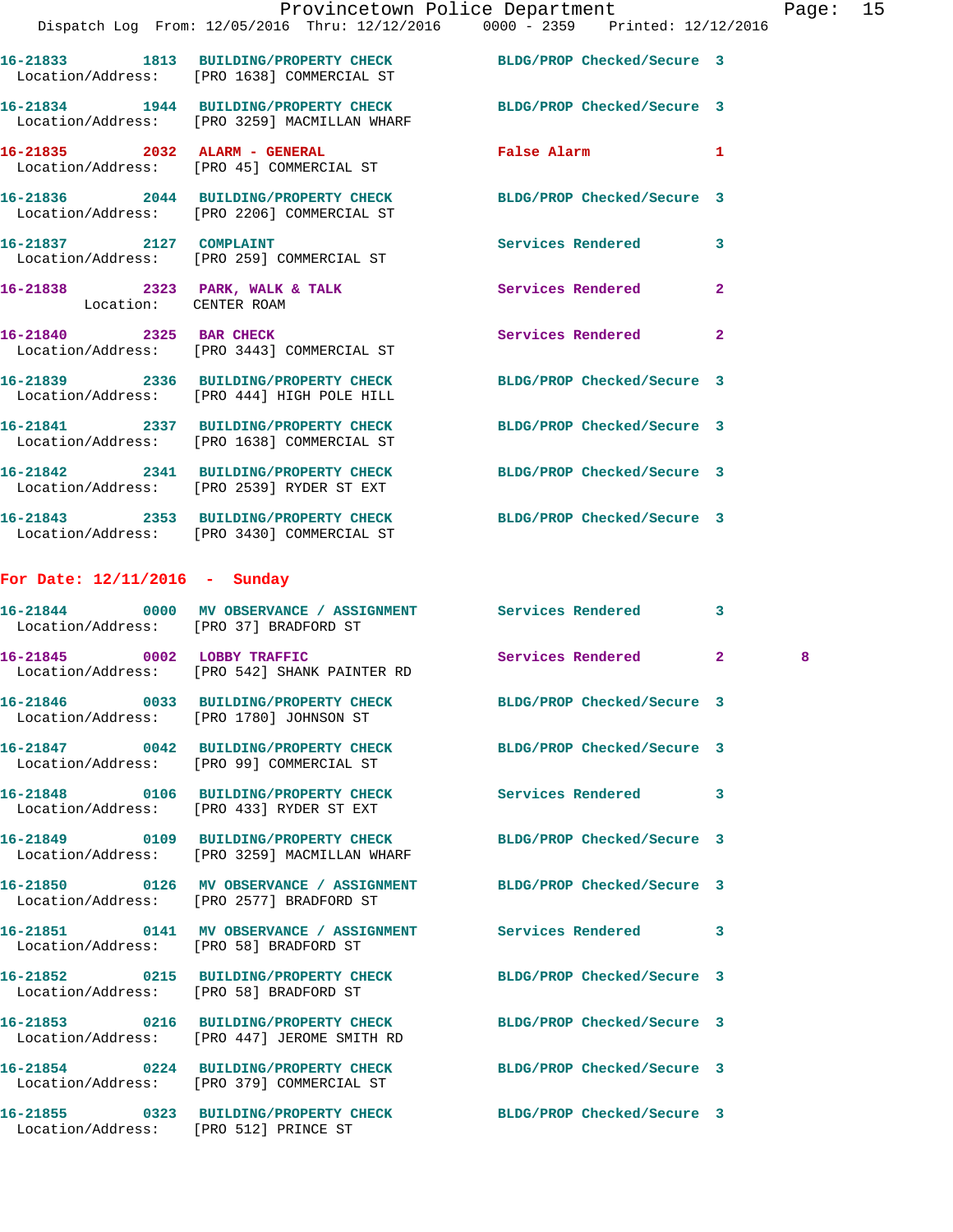16-21833 1813 BUILDING/PROPERTY CHECK BLDG/PROP Checked/Secure 3
Location/Address: [PRO 1638] COMMERCIAL ST

16-21834 1944 BUILDING/PROPERTY CHECK BLDG/PROP Checked/Secure 3
Location/Address: [PRO 3259] MACMILLAN WHARF

16-21835 2032 ALARM - GENERAL False Alarm 1
Location/Address: [PRO 45] COMMERCIAL ST

16-21836 2044 BUILDING/PROPERTY CHECK BLDG/PROP Checked/Secure 3
Location/Address: [PRO 2206] COMMERCIAL ST

16-21837 2127 COMPLAINT Services Rendered 3
Location/Address: [PRO 259] COMMERCIAL ST

16-21838 2323 PARK, WALK & TALK Services Rendered 2
Location: CENTER ROAM

16-21840 2325 BAR CHECK Services Rendered 2
Location/Address: [PRO 3443] COMMERCIAL ST

16-21839 2336 BUILDING/PROPERTY CHECK BLDG/PROP Checked/Secure 3
Location/Address: [PRO 444] HIGH POLE HILL

16-21841 2337 BUILDING/PROPERTY CHECK BLDG/PROP Checked/Secure 3
Location/Address: [PRO 1638] COMMERCIAL ST

16-21842 2341 BUILDING/PROPERTY CHECK BLDG/PROP Checked/Secure 3
Location/Address: [PRO 2539] RYDER ST EXT

16-21843 2353 BUILDING/PROPERTY CHECK BLDG/PROP Checked/Secure 3
Location/Address: [PRO 3430] COMMERCIAL ST

## For Date: 12/11/2016 - Sunday

16-21844 0000 MV OBSERVANCE / ASSIGNMENT Services Rendered 3
Location/Address: [PRO 37] BRADFORD ST

16-21845 0002 LOBBY TRAFFIC Services Rendered 2 8
Location/Address: [PRO 542] SHANK PAINTER RD

16-21846 0033 BUILDING/PROPERTY CHECK BLDG/PROP Checked/Secure 3
Location/Address: [PRO 1780] JOHNSON ST

16-21847 0042 BUILDING/PROPERTY CHECK BLDG/PROP Checked/Secure 3
Location/Address: [PRO 99] COMMERCIAL ST

16-21848 0106 BUILDING/PROPERTY CHECK Services Rendered 3
Location/Address: [PRO 433] RYDER ST EXT

16-21849 0109 BUILDING/PROPERTY CHECK BLDG/PROP Checked/Secure 3
Location/Address: [PRO 3259] MACMILLAN WHARF

16-21850 0126 MV OBSERVANCE / ASSIGNMENT BLDG/PROP Checked/Secure 3
Location/Address: [PRO 2577] BRADFORD ST

16-21851 0141 MV OBSERVANCE / ASSIGNMENT Services Rendered 3
Location/Address: [PRO 58] BRADFORD ST

16-21852 0215 BUILDING/PROPERTY CHECK BLDG/PROP Checked/Secure 3
Location/Address: [PRO 58] BRADFORD ST

16-21853 0216 BUILDING/PROPERTY CHECK BLDG/PROP Checked/Secure 3
Location/Address: [PRO 447] JEROME SMITH RD

16-21854 0224 BUILDING/PROPERTY CHECK BLDG/PROP Checked/Secure 3
Location/Address: [PRO 379] COMMERCIAL ST

16-21855 0323 BUILDING/PROPERTY CHECK BLDG/PROP Checked/Secure 3
Location/Address: [PRO 512] PRINCE ST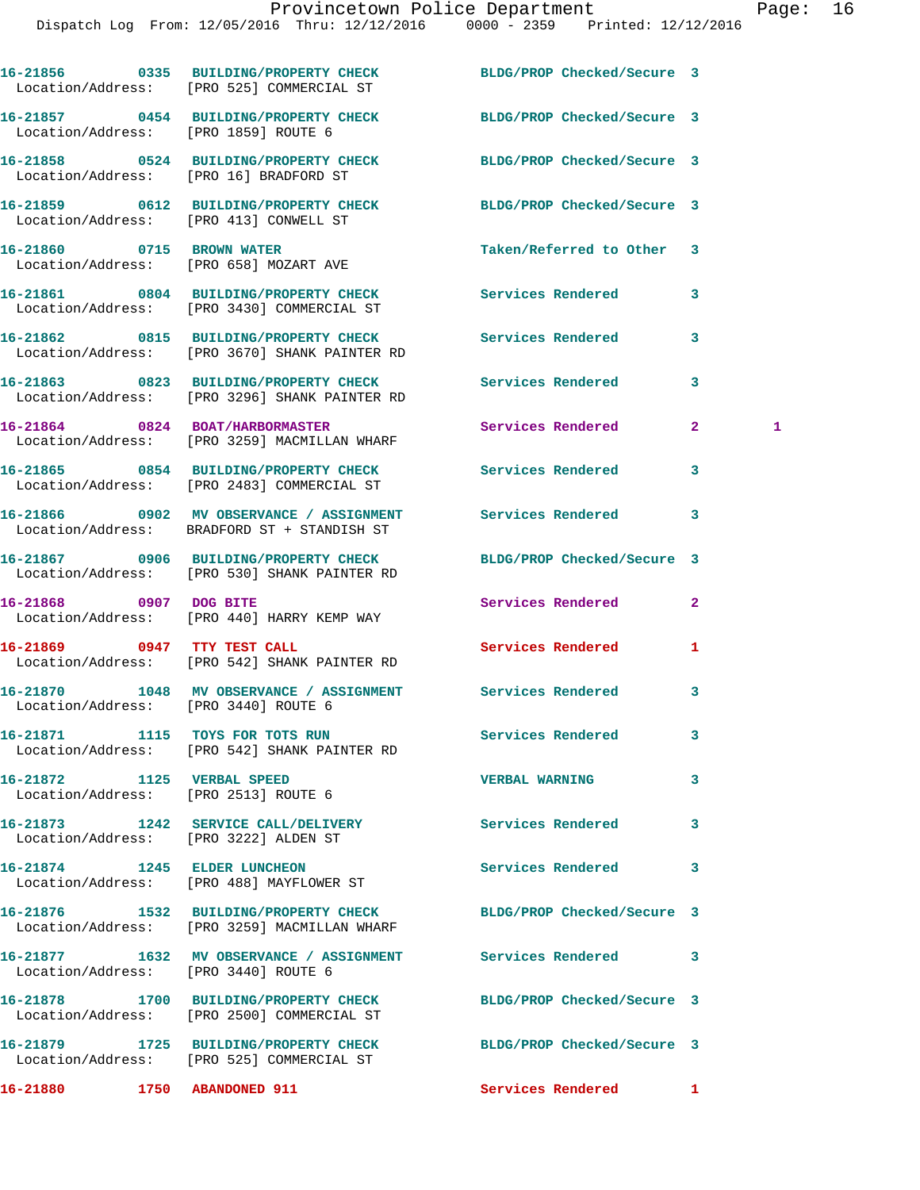| Call Number | Time | Call Reason | Action | Priority | |
|---|---|---|---|---|---|
| 16-21856 | 0335 | BUILDING/PROPERTY CHECK | BLDG/PROP Checked/Secure | 3 | |
| Location/Address: | | [PRO 525] COMMERCIAL ST | | | |
| 16-21857 | 0454 | BUILDING/PROPERTY CHECK | BLDG/PROP Checked/Secure | 3 | |
| Location/Address: | | [PRO 1859] ROUTE 6 | | | |
| 16-21858 | 0524 | BUILDING/PROPERTY CHECK | BLDG/PROP Checked/Secure | 3 | |
| Location/Address: | | [PRO 16] BRADFORD ST | | | |
| 16-21859 | 0612 | BUILDING/PROPERTY CHECK | BLDG/PROP Checked/Secure | 3 | |
| Location/Address: | | [PRO 413] CONWELL ST | | | |
| 16-21860 | 0715 | BROWN WATER | Taken/Referred to Other | 3 | |
| Location/Address: | | [PRO 658] MOZART AVE | | | |
| 16-21861 | 0804 | BUILDING/PROPERTY CHECK | Services Rendered | 3 | |
| Location/Address: | | [PRO 3430] COMMERCIAL ST | | | |
| 16-21862 | 0815 | BUILDING/PROPERTY CHECK | Services Rendered | 3 | |
| Location/Address: | | [PRO 3670] SHANK PAINTER RD | | | |
| 16-21863 | 0823 | BUILDING/PROPERTY CHECK | Services Rendered | 3 | |
| Location/Address: | | [PRO 3296] SHANK PAINTER RD | | | |
| 16-21864 | 0824 | BOAT/HARBORMASTER | Services Rendered | 2 | 1 |
| Location/Address: | | [PRO 3259] MACMILLAN WHARF | | | |
| 16-21865 | 0854 | BUILDING/PROPERTY CHECK | Services Rendered | 3 | |
| Location/Address: | | [PRO 2483] COMMERCIAL ST | | | |
| 16-21866 | 0902 | MV OBSERVANCE / ASSIGNMENT | Services Rendered | 3 | |
| Location/Address: | | BRADFORD ST + STANDISH ST | | | |
| 16-21867 | 0906 | BUILDING/PROPERTY CHECK | BLDG/PROP Checked/Secure | 3 | |
| Location/Address: | | [PRO 530] SHANK PAINTER RD | | | |
| 16-21868 | 0907 | DOG BITE | Services Rendered | 2 | |
| Location/Address: | | [PRO 440] HARRY KEMP WAY | | | |
| 16-21869 | 0947 | TTY TEST CALL | Services Rendered | 1 | |
| Location/Address: | | [PRO 542] SHANK PAINTER RD | | | |
| 16-21870 | 1048 | MV OBSERVANCE / ASSIGNMENT | Services Rendered | 3 | |
| Location/Address: | | [PRO 3440] ROUTE 6 | | | |
| 16-21871 | 1115 | TOYS FOR TOTS RUN | Services Rendered | 3 | |
| Location/Address: | | [PRO 542] SHANK PAINTER RD | | | |
| 16-21872 | 1125 | VERBAL SPEED | VERBAL WARNING | 3 | |
| Location/Address: | | [PRO 2513] ROUTE 6 | | | |
| 16-21873 | 1242 | SERVICE CALL/DELIVERY | Services Rendered | 3 | |
| Location/Address: | | [PRO 3222] ALDEN ST | | | |
| 16-21874 | 1245 | ELDER LUNCHEON | Services Rendered | 3 | |
| Location/Address: | | [PRO 488] MAYFLOWER ST | | | |
| 16-21876 | 1532 | BUILDING/PROPERTY CHECK | BLDG/PROP Checked/Secure | 3 | |
| Location/Address: | | [PRO 3259] MACMILLAN WHARF | | | |
| 16-21877 | 1632 | MV OBSERVANCE / ASSIGNMENT | Services Rendered | 3 | |
| Location/Address: | | [PRO 3440] ROUTE 6 | | | |
| 16-21878 | 1700 | BUILDING/PROPERTY CHECK | BLDG/PROP Checked/Secure | 3 | |
| Location/Address: | | [PRO 2500] COMMERCIAL ST | | | |
| 16-21879 | 1725 | BUILDING/PROPERTY CHECK | BLDG/PROP Checked/Secure | 3 | |
| Location/Address: | | [PRO 525] COMMERCIAL ST | | | |
| 16-21880 | 1750 | ABANDONED 911 | Services Rendered | 1 | |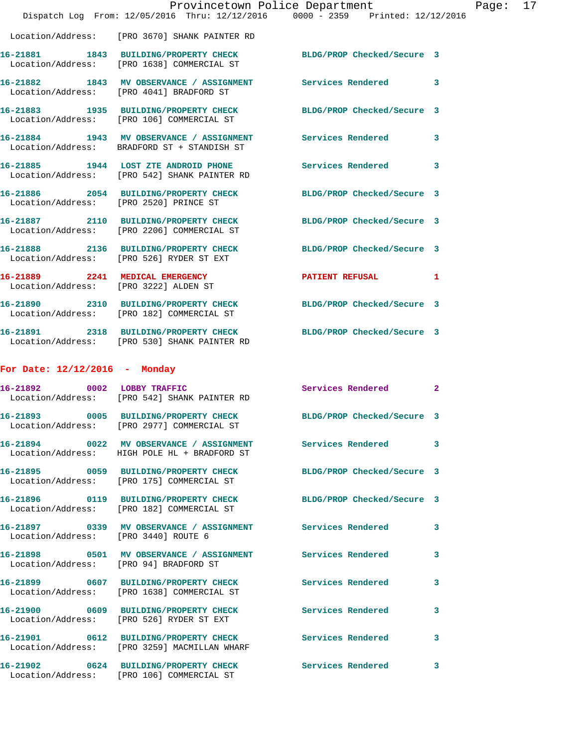Location/Address: [PRO 3670] SHANK PAINTER RD

16-21881 1843 BUILDING/PROPERTY CHECK BLDG/PROP Checked/Secure 3
Location/Address: [PRO 1638] COMMERCIAL ST

16-21882 1843 MV OBSERVANCE / ASSIGNMENT Services Rendered 3
Location/Address: [PRO 4041] BRADFORD ST

16-21883 1935 BUILDING/PROPERTY CHECK BLDG/PROP Checked/Secure 3
Location/Address: [PRO 106] COMMERCIAL ST

16-21884 1943 MV OBSERVANCE / ASSIGNMENT Services Rendered 3
Location/Address: BRADFORD ST + STANDISH ST

16-21885 1944 LOST ZTE ANDROID PHONE Services Rendered 3
Location/Address: [PRO 542] SHANK PAINTER RD

16-21886 2054 BUILDING/PROPERTY CHECK BLDG/PROP Checked/Secure 3
Location/Address: [PRO 2520] PRINCE ST

16-21887 2110 BUILDING/PROPERTY CHECK BLDG/PROP Checked/Secure 3
Location/Address: [PRO 2206] COMMERCIAL ST

16-21888 2136 BUILDING/PROPERTY CHECK BLDG/PROP Checked/Secure 3
Location/Address: [PRO 526] RYDER ST EXT

16-21889 2241 MEDICAL EMERGENCY PATIENT REFUSAL 1
Location/Address: [PRO 3222] ALDEN ST

16-21890 2310 BUILDING/PROPERTY CHECK BLDG/PROP Checked/Secure 3
Location/Address: [PRO 182] COMMERCIAL ST

16-21891 2318 BUILDING/PROPERTY CHECK BLDG/PROP Checked/Secure 3
Location/Address: [PRO 530] SHANK PAINTER RD

## For Date: 12/12/2016 - Monday

16-21892 0002 LOBBY TRAFFIC Services Rendered 2
Location/Address: [PRO 542] SHANK PAINTER RD

16-21893 0005 BUILDING/PROPERTY CHECK BLDG/PROP Checked/Secure 3
Location/Address: [PRO 2977] COMMERCIAL ST

16-21894 0022 MV OBSERVANCE / ASSIGNMENT Services Rendered 3
Location/Address: HIGH POLE HL + BRADFORD ST

16-21895 0059 BUILDING/PROPERTY CHECK BLDG/PROP Checked/Secure 3
Location/Address: [PRO 175] COMMERCIAL ST

16-21896 0119 BUILDING/PROPERTY CHECK BLDG/PROP Checked/Secure 3
Location/Address: [PRO 182] COMMERCIAL ST

16-21897 0339 MV OBSERVANCE / ASSIGNMENT Services Rendered 3
Location/Address: [PRO 3440] ROUTE 6

16-21898 0501 MV OBSERVANCE / ASSIGNMENT Services Rendered 3
Location/Address: [PRO 94] BRADFORD ST

16-21899 0607 BUILDING/PROPERTY CHECK Services Rendered 3
Location/Address: [PRO 1638] COMMERCIAL ST

16-21900 0609 BUILDING/PROPERTY CHECK Services Rendered 3
Location/Address: [PRO 526] RYDER ST EXT

16-21901 0612 BUILDING/PROPERTY CHECK Services Rendered 3
Location/Address: [PRO 3259] MACMILLAN WHARF

16-21902 0624 BUILDING/PROPERTY CHECK Services Rendered 3
Location/Address: [PRO 106] COMMERCIAL ST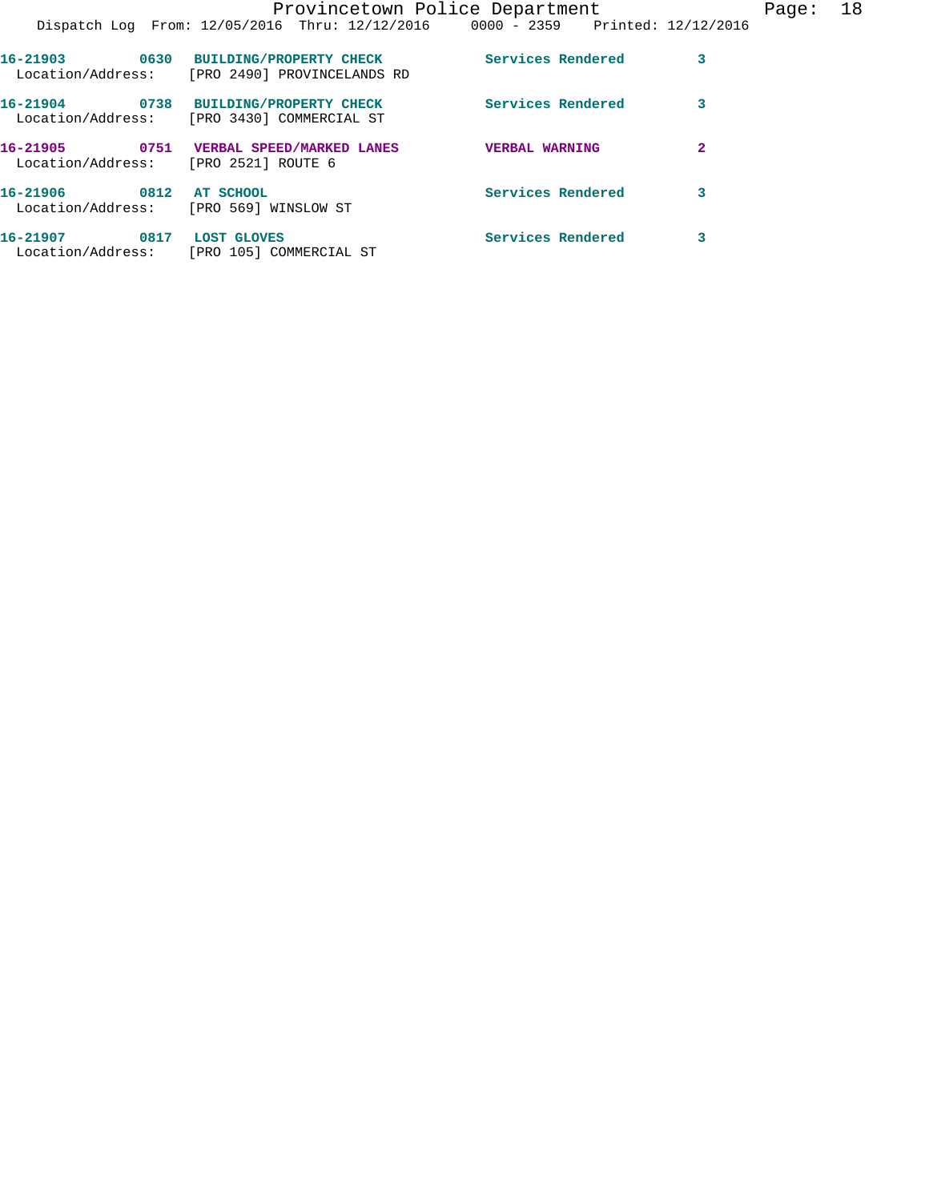16-21903 0630 BUILDING/PROPERTY CHECK Services Rendered 3
Location/Address: [PRO 2490] PROVINCELANDS RD

16-21904 0738 BUILDING/PROPERTY CHECK Services Rendered 3
Location/Address: [PRO 3430] COMMERCIAL ST

16-21905 0751 VERBAL SPEED/MARKED LANES VERBAL WARNING 2
Location/Address: [PRO 2521] ROUTE 6

16-21906 0812 AT SCHOOL Services Rendered 3
Location/Address: [PRO 569] WINSLOW ST

16-21907 0817 LOST GLOVES Services Rendered 3
Location/Address: [PRO 105] COMMERCIAL ST